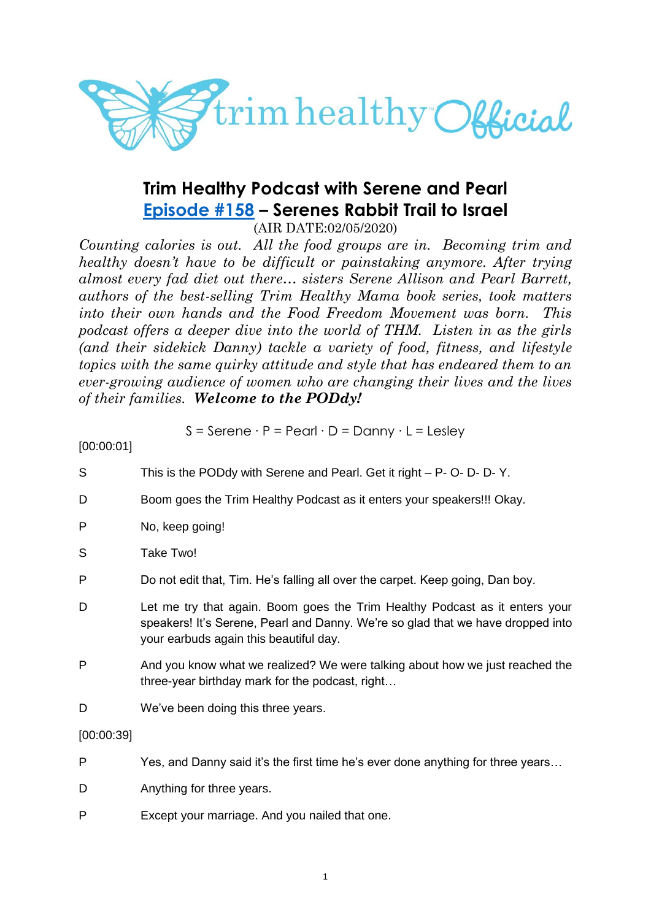# Trim Healthy Podcast with Serene and Pearl

## Episode #158 – Serenes Rabbit Trail to Israel

(AIR DATE:02/05/2020)

*Counting calories is out. All the food groups are in. Becoming trim and healthy doesn't have to be difficult or painstaking anymore. After trying almost every fad diet out there… sisters Serene Allison and Pearl Barrett, authors of the best-selling Trim Healthy Mama book series, took matters into their own hands and the Food Freedom Movement was born. This podcast offers a deeper dive into the world of THM. Listen in as the girls (and their sidekick Danny) tackle a variety of food, fitness, and lifestyle topics with the same quirky attitude and style that has endeared them to an ever-growing audience of women who are changing their lives and the lives of their families.* ***Welcome to the PODdy!***

S = Serene · P = Pearl · D = Danny · L = Lesley

[00:00:01]

S This is the PODdy with Serene and Pearl. Get it right – P- O- D- D- Y.

D Boom goes the Trim Healthy Podcast as it enters your speakers!!! Okay.

P No, keep going!

S Take Two!

P Do not edit that, Tim. He's falling all over the carpet. Keep going, Dan boy.

D Let me try that again. Boom goes the Trim Healthy Podcast as it enters your speakers! It's Serene, Pearl and Danny. We're so glad that we have dropped into your earbuds again this beautiful day.

P And you know what we realized? We were talking about how we just reached the three-year birthday mark for the podcast, right…

D We've been doing this three years.

[00:00:39]

P Yes, and Danny said it's the first time he's ever done anything for three years…

D Anything for three years.

P Except your marriage. And you nailed that one.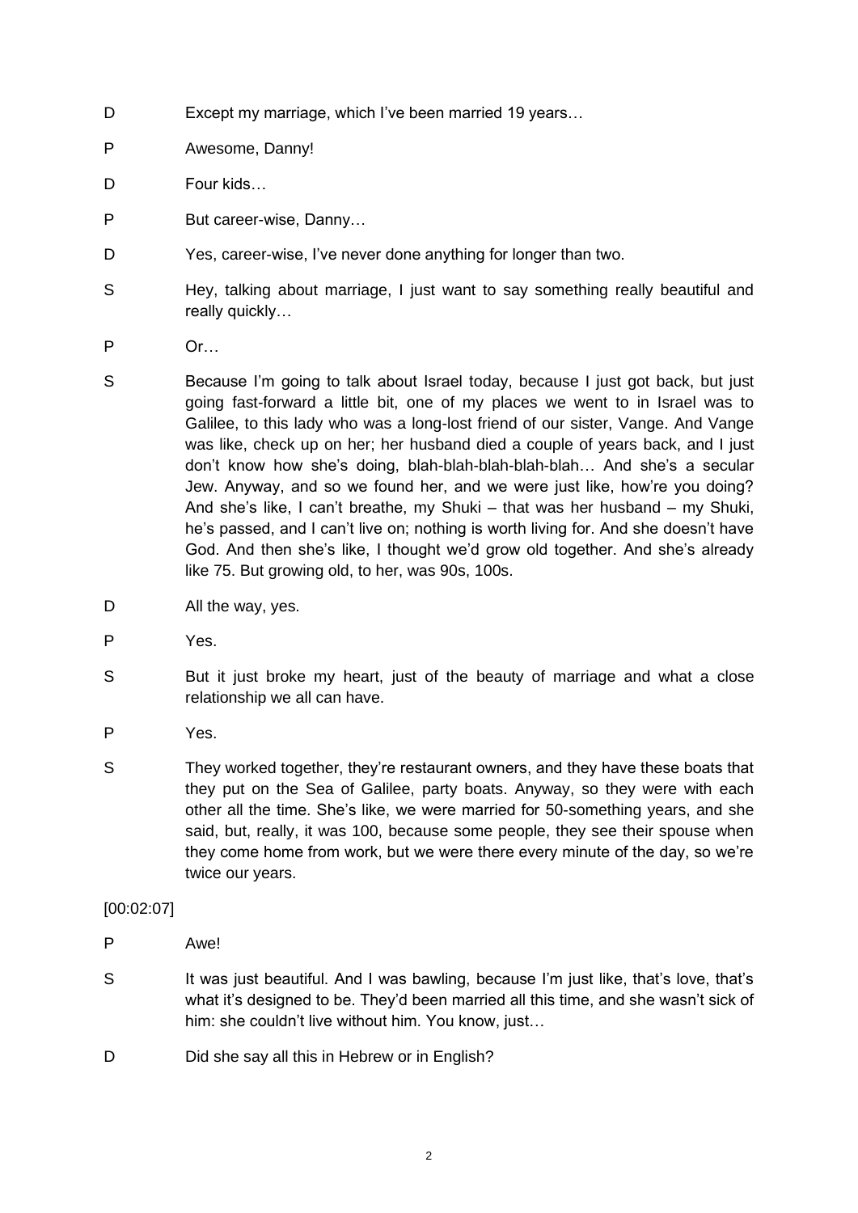D Except my marriage, which I've been married 19 years…

P Awesome, Danny!

D Four kids…

P But career-wise, Danny…

D Yes, career-wise, I've never done anything for longer than two.

S Hey, talking about marriage, I just want to say something really beautiful and really quickly…

P Or…

S Because I'm going to talk about Israel today, because I just got back, but just going fast-forward a little bit, one of my places we went to in Israel was to Galilee, to this lady who was a long-lost friend of our sister, Vange. And Vange was like, check up on her; her husband died a couple of years back, and I just don't know how she's doing, blah-blah-blah-blah-blah… And she's a secular Jew. Anyway, and so we found her, and we were just like, how're you doing? And she's like, I can't breathe, my Shuki – that was her husband – my Shuki, he's passed, and I can't live on; nothing is worth living for. And she doesn't have God. And then she's like, I thought we'd grow old together. And she's already like 75. But growing old, to her, was 90s, 100s.

D All the way, yes.

P Yes.

S But it just broke my heart, just of the beauty of marriage and what a close relationship we all can have.

P Yes.

S They worked together, they're restaurant owners, and they have these boats that they put on the Sea of Galilee, party boats. Anyway, so they were with each other all the time. She's like, we were married for 50-something years, and she said, but, really, it was 100, because some people, they see their spouse when they come home from work, but we were there every minute of the day, so we're twice our years.

[00:02:07]

P Awe!

S It was just beautiful. And I was bawling, because I'm just like, that's love, that's what it's designed to be. They'd been married all this time, and she wasn't sick of him: she couldn't live without him. You know, just…

D Did she say all this in Hebrew or in English?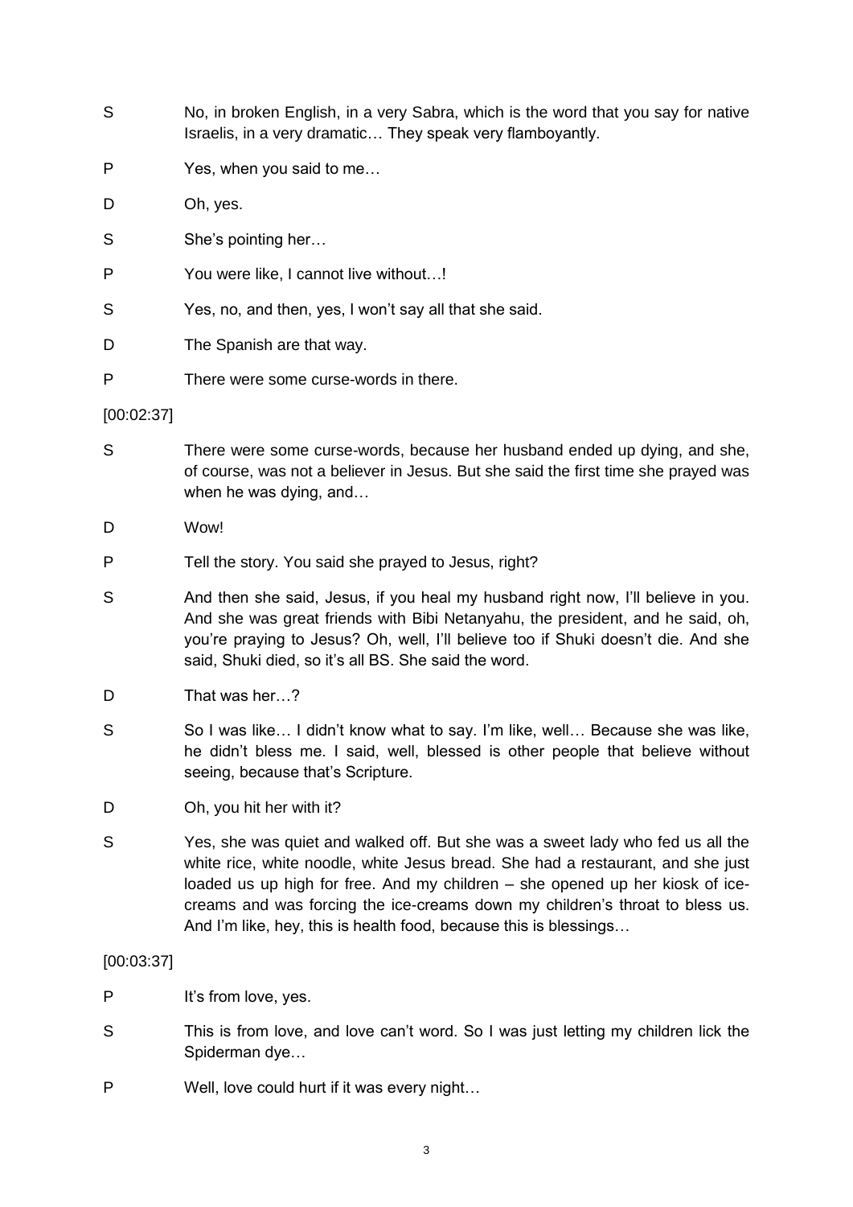S No, in broken English, in a very Sabra, which is the word that you say for native Israelis, in a very dramatic… They speak very flamboyantly.

P Yes, when you said to me…

D Oh, yes.

S She's pointing her…

P You were like, I cannot live without…!

S Yes, no, and then, yes, I won't say all that she said.

D The Spanish are that way.

P There were some curse-words in there.

[00:02:37]

S There were some curse-words, because her husband ended up dying, and she, of course, was not a believer in Jesus. But she said the first time she prayed was when he was dying, and…

D Wow!

P Tell the story. You said she prayed to Jesus, right?

S And then she said, Jesus, if you heal my husband right now, I'll believe in you. And she was great friends with Bibi Netanyahu, the president, and he said, oh, you're praying to Jesus? Oh, well, I'll believe too if Shuki doesn't die. And she said, Shuki died, so it's all BS. She said the word.

D That was her…?

S So I was like… I didn't know what to say. I'm like, well… Because she was like, he didn't bless me. I said, well, blessed is other people that believe without seeing, because that's Scripture.

D Oh, you hit her with it?

S Yes, she was quiet and walked off. But she was a sweet lady who fed us all the white rice, white noodle, white Jesus bread. She had a restaurant, and she just loaded us up high for free. And my children – she opened up her kiosk of ice-creams and was forcing the ice-creams down my children's throat to bless us. And I'm like, hey, this is health food, because this is blessings…

[00:03:37]

P It's from love, yes.

S This is from love, and love can't word. So I was just letting my children lick the Spiderman dye…

P Well, love could hurt if it was every night…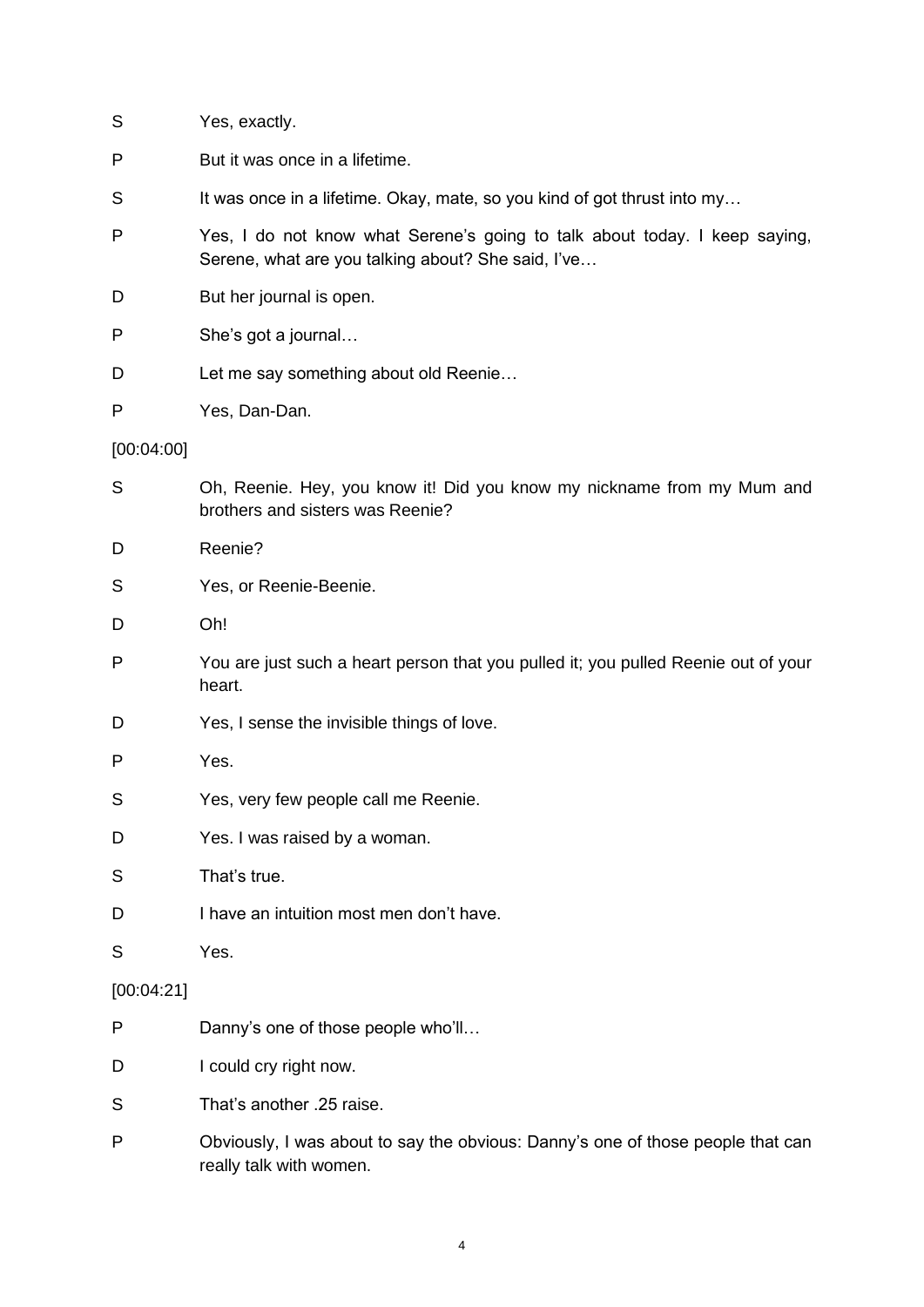S Yes, exactly.

P But it was once in a lifetime.

S It was once in a lifetime. Okay, mate, so you kind of got thrust into my…

P Yes, I do not know what Serene's going to talk about today. I keep saying, Serene, what are you talking about? She said, I've…

D But her journal is open.

P She's got a journal…

D Let me say something about old Reenie…

P Yes, Dan-Dan.

[00:04:00]

S Oh, Reenie. Hey, you know it! Did you know my nickname from my Mum and brothers and sisters was Reenie?

D Reenie?

S Yes, or Reenie-Beenie.

D Oh!

P You are just such a heart person that you pulled it; you pulled Reenie out of your heart.

D Yes, I sense the invisible things of love.

P Yes.

S Yes, very few people call me Reenie.

D Yes. I was raised by a woman.

S That's true.

D I have an intuition most men don't have.

S Yes.

[00:04:21]

P Danny's one of those people who'll…

D I could cry right now.

S That's another .25 raise.

P Obviously, I was about to say the obvious: Danny's one of those people that can really talk with women.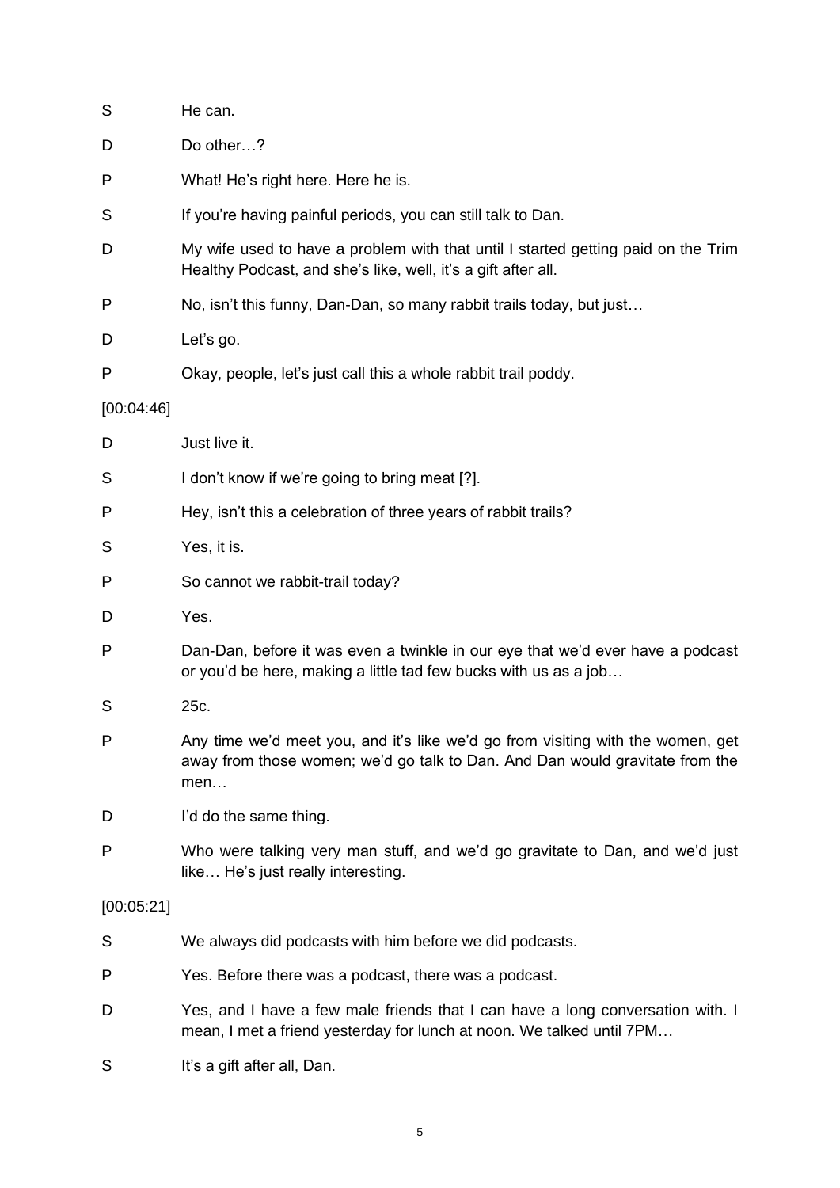S He can.

D Do other…?

P What! He's right here. Here he is.

S If you're having painful periods, you can still talk to Dan.

D My wife used to have a problem with that until I started getting paid on the Trim Healthy Podcast, and she's like, well, it's a gift after all.

P No, isn't this funny, Dan-Dan, so many rabbit trails today, but just…

D Let's go.

P Okay, people, let's just call this a whole rabbit trail poddy.

[00:04:46]

D Just live it.

S I don't know if we're going to bring meat [?].

P Hey, isn't this a celebration of three years of rabbit trails?

S Yes, it is.

P So cannot we rabbit-trail today?

D Yes.

P Dan-Dan, before it was even a twinkle in our eye that we'd ever have a podcast or you'd be here, making a little tad few bucks with us as a job…

S 25c.

P Any time we'd meet you, and it's like we'd go from visiting with the women, get away from those women; we'd go talk to Dan. And Dan would gravitate from the men…

D I'd do the same thing.

P Who were talking very man stuff, and we'd go gravitate to Dan, and we'd just like… He's just really interesting.

[00:05:21]

S We always did podcasts with him before we did podcasts.

P Yes. Before there was a podcast, there was a podcast.

D Yes, and I have a few male friends that I can have a long conversation with. I mean, I met a friend yesterday for lunch at noon. We talked until 7PM…

S It's a gift after all, Dan.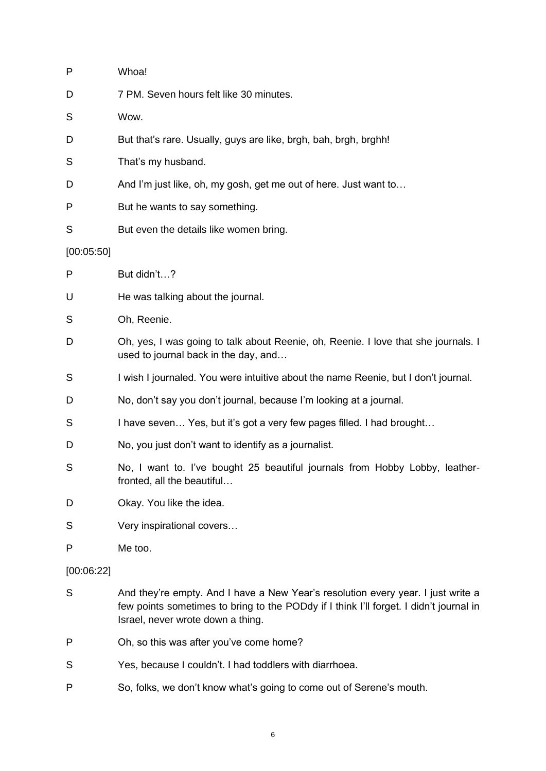P Whoa!

D 7 PM. Seven hours felt like 30 minutes.

S Wow.

D But that's rare. Usually, guys are like, brgh, bah, brgh, brghh!

S That's my husband.

D And I'm just like, oh, my gosh, get me out of here. Just want to…

P But he wants to say something.

S But even the details like women bring.

[00:05:50]

P But didn't…?

U He was talking about the journal.

S Oh, Reenie.

D Oh, yes, I was going to talk about Reenie, oh, Reenie. I love that she journals. I used to journal back in the day, and…

S I wish I journaled. You were intuitive about the name Reenie, but I don't journal.

D No, don't say you don't journal, because I'm looking at a journal.

S I have seven… Yes, but it's got a very few pages filled. I had brought…

D No, you just don't want to identify as a journalist.

S No, I want to. I've bought 25 beautiful journals from Hobby Lobby, leather-fronted, all the beautiful…

D Okay. You like the idea.

S Very inspirational covers…

P Me too.

[00:06:22]

S And they're empty. And I have a New Year's resolution every year. I just write a few points sometimes to bring to the PODdy if I think I'll forget. I didn't journal in Israel, never wrote down a thing.

P Oh, so this was after you've come home?

S Yes, because I couldn't. I had toddlers with diarrhoea.

P So, folks, we don't know what's going to come out of Serene's mouth.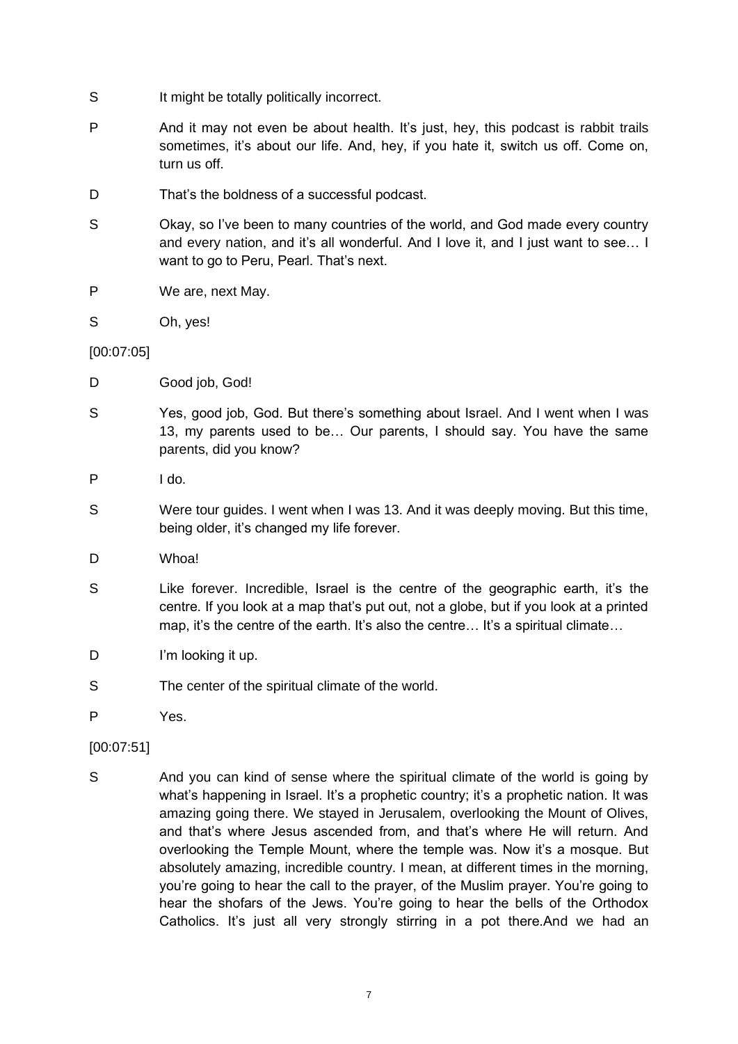S It might be totally politically incorrect.

P And it may not even be about health. It's just, hey, this podcast is rabbit trails sometimes, it's about our life. And, hey, if you hate it, switch us off. Come on, turn us off.

D That's the boldness of a successful podcast.

S Okay, so I've been to many countries of the world, and God made every country and every nation, and it's all wonderful. And I love it, and I just want to see… I want to go to Peru, Pearl. That's next.

P We are, next May.

S Oh, yes!

[00:07:05]

D Good job, God!

S Yes, good job, God. But there's something about Israel. And I went when I was 13, my parents used to be… Our parents, I should say. You have the same parents, did you know?

P I do.

S Were tour guides. I went when I was 13. And it was deeply moving. But this time, being older, it's changed my life forever.

D Whoa!

S Like forever. Incredible, Israel is the centre of the geographic earth, it's the centre. If you look at a map that's put out, not a globe, but if you look at a printed map, it's the centre of the earth. It's also the centre… It's a spiritual climate…

D I'm looking it up.

S The center of the spiritual climate of the world.

P Yes.

[00:07:51]

S And you can kind of sense where the spiritual climate of the world is going by what's happening in Israel. It's a prophetic country; it's a prophetic nation. It was amazing going there. We stayed in Jerusalem, overlooking the Mount of Olives, and that's where Jesus ascended from, and that's where He will return. And overlooking the Temple Mount, where the temple was. Now it's a mosque. But absolutely amazing, incredible country. I mean, at different times in the morning, you're going to hear the call to the prayer, of the Muslim prayer. You're going to hear the shofars of the Jews. You're going to hear the bells of the Orthodox Catholics. It's just all very strongly stirring in a pot there.And we had an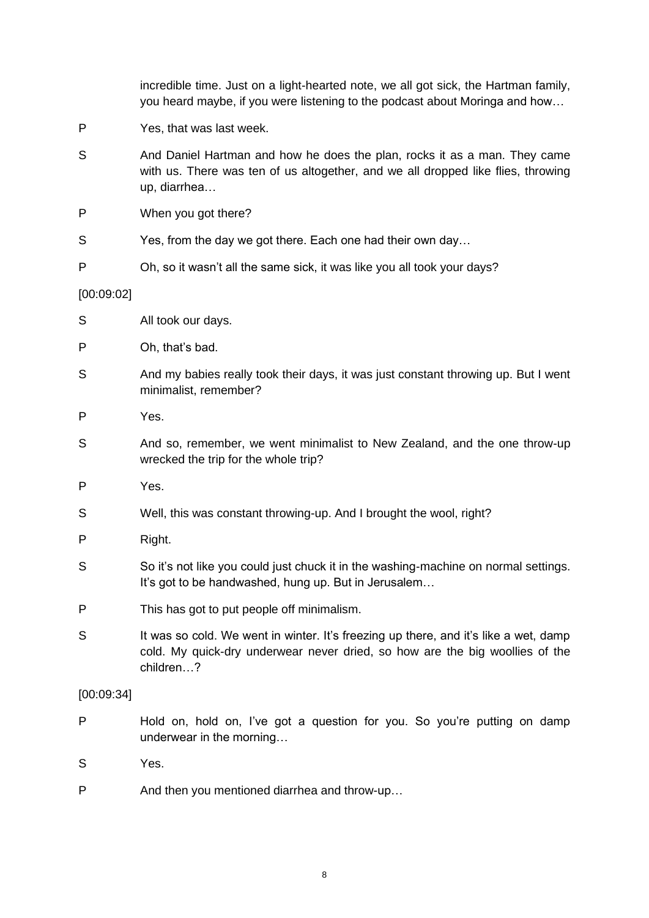incredible time. Just on a light-hearted note, we all got sick, the Hartman family, you heard maybe, if you were listening to the podcast about Moringa and how…

P Yes, that was last week.

S And Daniel Hartman and how he does the plan, rocks it as a man. They came with us. There was ten of us altogether, and we all dropped like flies, throwing up, diarrhea…

P When you got there?

S Yes, from the day we got there. Each one had their own day…

P Oh, so it wasn't all the same sick, it was like you all took your days?

[00:09:02]

S All took our days.

P Oh, that's bad.

S And my babies really took their days, it was just constant throwing up. But I went minimalist, remember?

P Yes.

S And so, remember, we went minimalist to New Zealand, and the one throw-up wrecked the trip for the whole trip?

P Yes.

S Well, this was constant throwing-up. And I brought the wool, right?

P Right.

S So it's not like you could just chuck it in the washing-machine on normal settings. It's got to be handwashed, hung up. But in Jerusalem…

P This has got to put people off minimalism.

S It was so cold. We went in winter. It's freezing up there, and it's like a wet, damp cold. My quick-dry underwear never dried, so how are the big woollies of the children…?

[00:09:34]

P Hold on, hold on, I've got a question for you. So you're putting on damp underwear in the morning…

S Yes.

P And then you mentioned diarrhea and throw-up…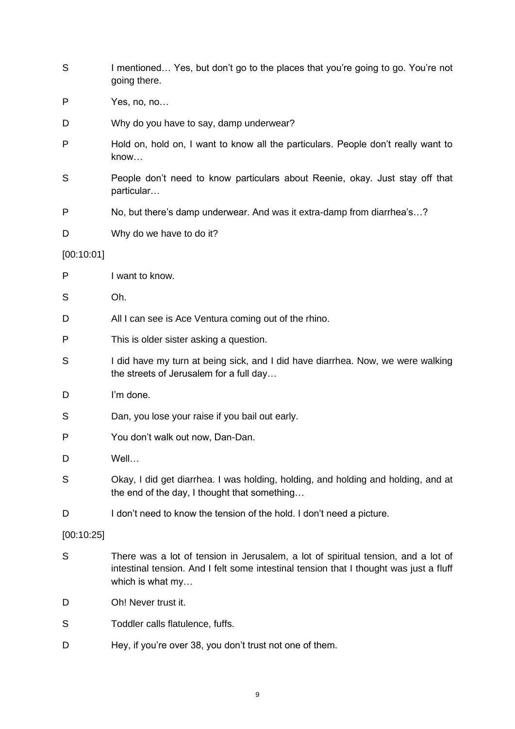S I mentioned… Yes, but don't go to the places that you're going to go. You're not going there.

P Yes, no, no…

D Why do you have to say, damp underwear?

P Hold on, hold on, I want to know all the particulars. People don't really want to know…

S People don't need to know particulars about Reenie, okay. Just stay off that particular…

P No, but there's damp underwear. And was it extra-damp from diarrhea's…?

D Why do we have to do it?

[00:10:01]

P I want to know.

S Oh.

D All I can see is Ace Ventura coming out of the rhino.

P This is older sister asking a question.

S I did have my turn at being sick, and I did have diarrhea. Now, we were walking the streets of Jerusalem for a full day…

D I'm done.

S Dan, you lose your raise if you bail out early.

P You don't walk out now, Dan-Dan.

D Well…

S Okay, I did get diarrhea. I was holding, holding, and holding and holding, and at the end of the day, I thought that something…

D I don't need to know the tension of the hold. I don't need a picture.

[00:10:25]

S There was a lot of tension in Jerusalem, a lot of spiritual tension, and a lot of intestinal tension. And I felt some intestinal tension that I thought was just a fluff which is what my…

D Oh! Never trust it.

S Toddler calls flatulence, fuffs.

D Hey, if you're over 38, you don't trust not one of them.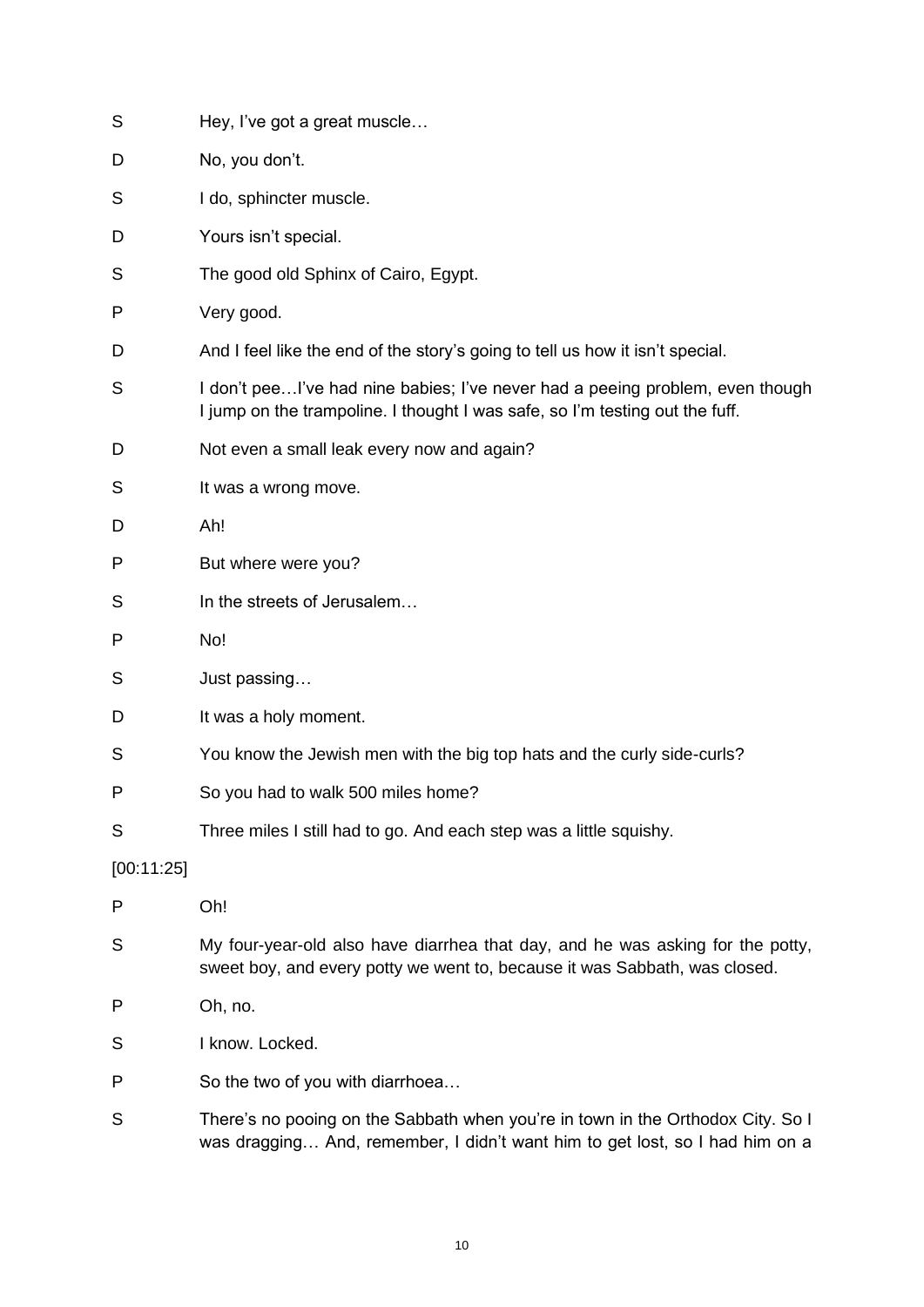S Hey, I've got a great muscle…

D No, you don't.

S I do, sphincter muscle.

D Yours isn't special.

S The good old Sphinx of Cairo, Egypt.

P Very good.

D And I feel like the end of the story's going to tell us how it isn't special.

S I don't pee…I've had nine babies; I've never had a peeing problem, even though I jump on the trampoline. I thought I was safe, so I'm testing out the fuff.

D Not even a small leak every now and again?

S It was a wrong move.

D Ah!

P But where were you?

S In the streets of Jerusalem…

P No!

S Just passing…

D It was a holy moment.

S You know the Jewish men with the big top hats and the curly side-curls?

P So you had to walk 500 miles home?

S Three miles I still had to go. And each step was a little squishy.

[00:11:25]

P Oh!

S My four-year-old also have diarrhea that day, and he was asking for the potty, sweet boy, and every potty we went to, because it was Sabbath, was closed.

P Oh, no.

S I know. Locked.

P So the two of you with diarrhoea…

S There's no pooing on the Sabbath when you're in town in the Orthodox City. So I was dragging… And, remember, I didn't want him to get lost, so I had him on a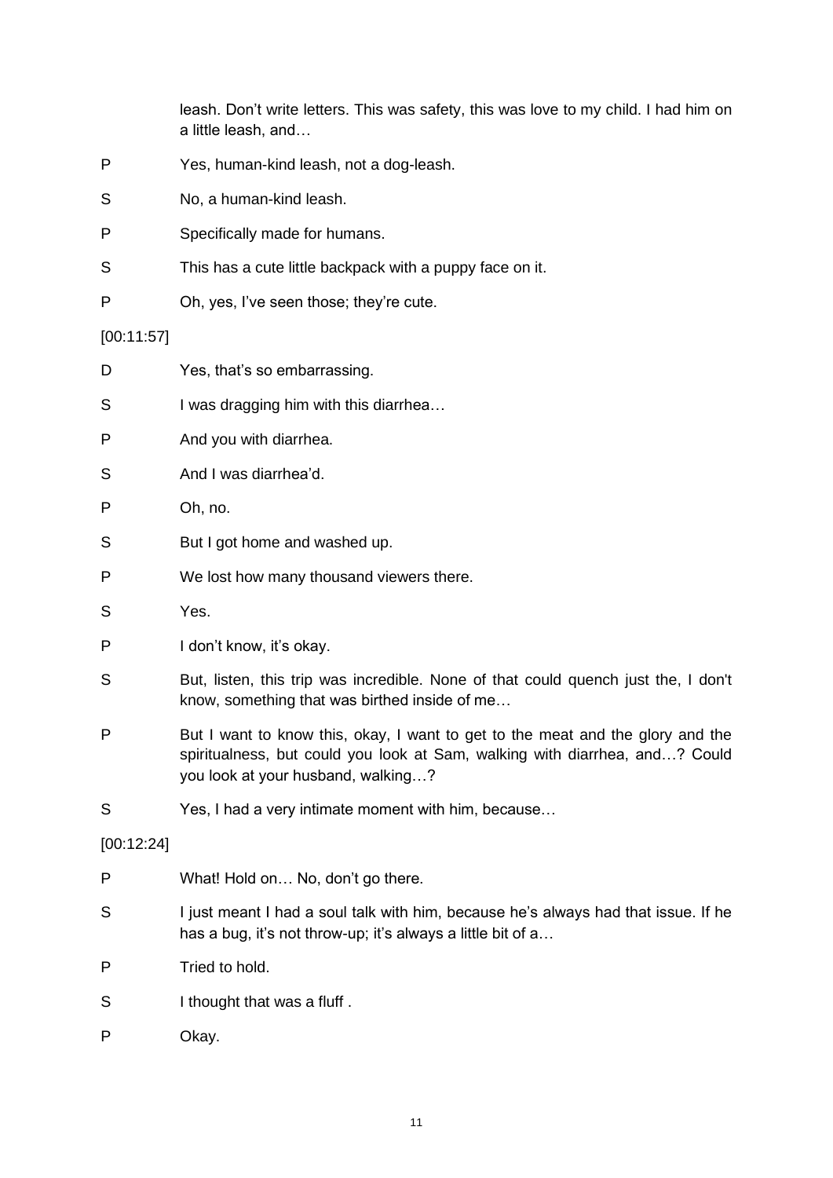leash. Don't write letters. This was safety, this was love to my child. I had him on a little leash, and…

P Yes, human-kind leash, not a dog-leash.

S No, a human-kind leash.

P Specifically made for humans.

S This has a cute little backpack with a puppy face on it.

P Oh, yes, I've seen those; they're cute.

[00:11:57]

D Yes, that's so embarrassing.

S I was dragging him with this diarrhea…

P And you with diarrhea.

S And I was diarrhea'd.

P Oh, no.

S But I got home and washed up.

P We lost how many thousand viewers there.

S Yes.

P I don't know, it's okay.

S But, listen, this trip was incredible. None of that could quench just the, I don't know, something that was birthed inside of me…

P But I want to know this, okay, I want to get to the meat and the glory and the spiritualness, but could you look at Sam, walking with diarrhea, and…? Could you look at your husband, walking…?

S Yes, I had a very intimate moment with him, because…

[00:12:24]

P What! Hold on… No, don't go there.

S I just meant I had a soul talk with him, because he's always had that issue. If he has a bug, it's not throw-up; it's always a little bit of a…

P Tried to hold.

S I thought that was a fluff .

P Okay.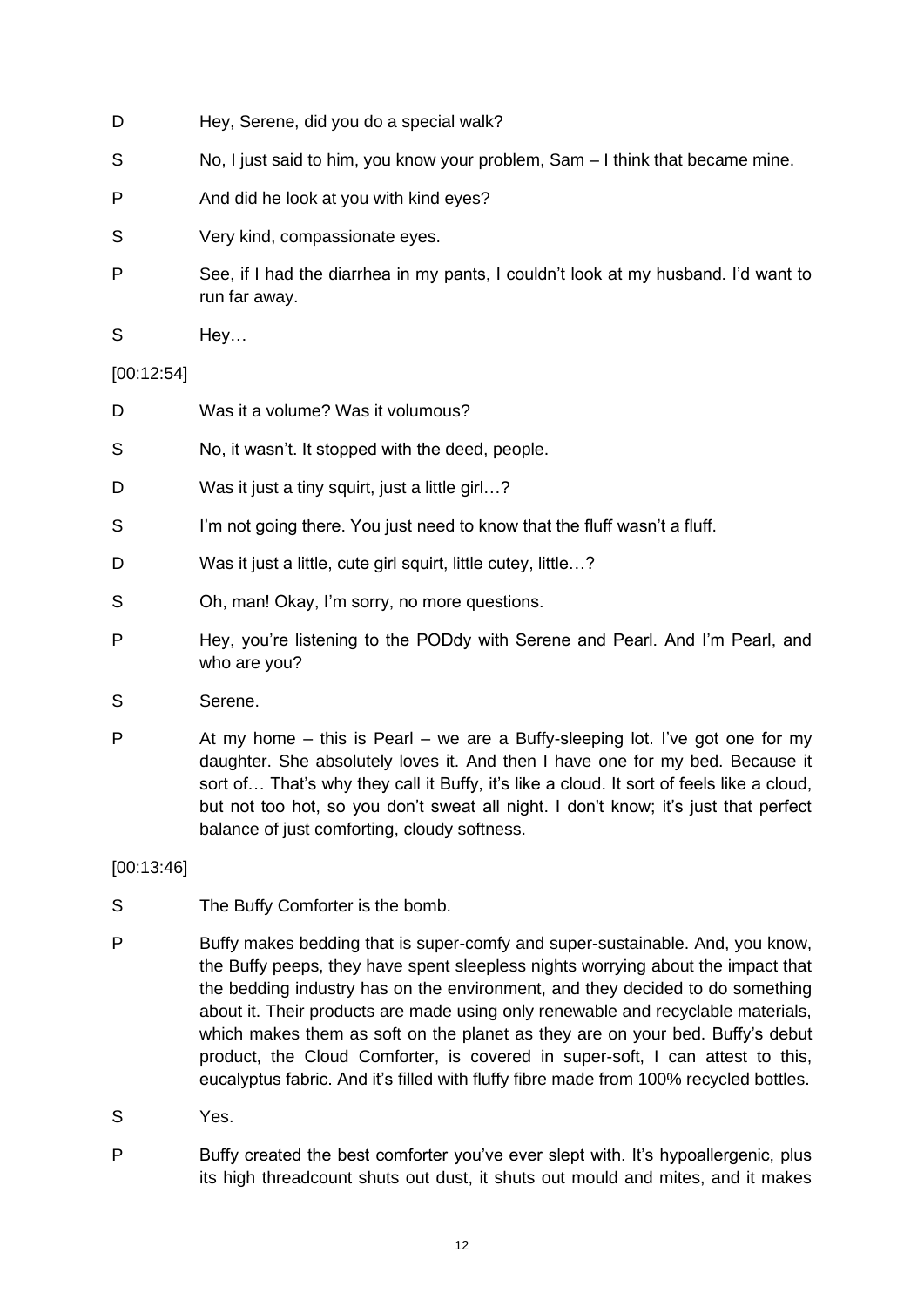D Hey, Serene, did you do a special walk?

S No, I just said to him, you know your problem, Sam – I think that became mine.

P And did he look at you with kind eyes?

S Very kind, compassionate eyes.

P See, if I had the diarrhea in my pants, I couldn't look at my husband. I'd want to run far away.

S Hey…

[00:12:54]

D Was it a volume? Was it volumous?

S No, it wasn't. It stopped with the deed, people.

D Was it just a tiny squirt, just a little girl…?

S I'm not going there. You just need to know that the fluff wasn't a fluff.

D Was it just a little, cute girl squirt, little cutey, little…?

S Oh, man! Okay, I'm sorry, no more questions.

P Hey, you're listening to the PODdy with Serene and Pearl. And I'm Pearl, and who are you?

S Serene.

P At my home – this is Pearl – we are a Buffy-sleeping lot. I've got one for my daughter. She absolutely loves it. And then I have one for my bed. Because it sort of… That's why they call it Buffy, it's like a cloud. It sort of feels like a cloud, but not too hot, so you don't sweat all night. I don't know; it's just that perfect balance of just comforting, cloudy softness.

[00:13:46]

S The Buffy Comforter is the bomb.

P Buffy makes bedding that is super-comfy and super-sustainable. And, you know, the Buffy peeps, they have spent sleepless nights worrying about the impact that the bedding industry has on the environment, and they decided to do something about it. Their products are made using only renewable and recyclable materials, which makes them as soft on the planet as they are on your bed. Buffy's debut product, the Cloud Comforter, is covered in super-soft, I can attest to this, eucalyptus fabric. And it's filled with fluffy fibre made from 100% recycled bottles.

S Yes.

P Buffy created the best comforter you've ever slept with. It's hypoallergenic, plus its high threadcount shuts out dust, it shuts out mould and mites, and it makes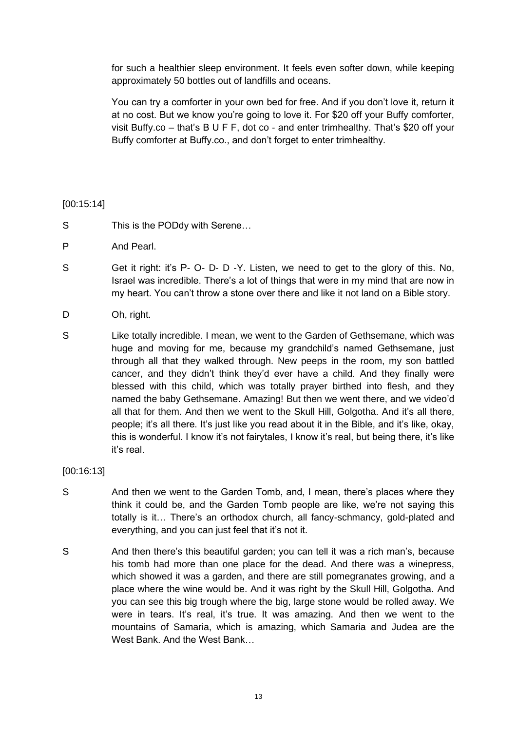for such a healthier sleep environment. It feels even softer down, while keeping approximately 50 bottles out of landfills and oceans.

You can try a comforter in your own bed for free. And if you don't love it, return it at no cost. But we know you're going to love it. For $20 off your Buffy comforter, visit Buffy.co – that's B U F F, dot co - and enter trimhealthy. That's $20 off your Buffy comforter at Buffy.co., and don't forget to enter trimhealthy.

[00:15:14]

S This is the PODdy with Serene…

P And Pearl.

S Get it right: it's P- O- D- D -Y. Listen, we need to get to the glory of this. No, Israel was incredible. There's a lot of things that were in my mind that are now in my heart. You can't throw a stone over there and like it not land on a Bible story.

D Oh, right.

S Like totally incredible. I mean, we went to the Garden of Gethsemane, which was huge and moving for me, because my grandchild's named Gethsemane, just through all that they walked through. New peeps in the room, my son battled cancer, and they didn't think they'd ever have a child. And they finally were blessed with this child, which was totally prayer birthed into flesh, and they named the baby Gethsemane. Amazing! But then we went there, and we video'd all that for them. And then we went to the Skull Hill, Golgotha. And it's all there, people; it's all there. It's just like you read about it in the Bible, and it's like, okay, this is wonderful. I know it's not fairytales, I know it's real, but being there, it's like it's real.

[00:16:13]

S And then we went to the Garden Tomb, and, I mean, there's places where they think it could be, and the Garden Tomb people are like, we're not saying this totally is it… There's an orthodox church, all fancy-schmancy, gold-plated and everything, and you can just feel that it's not it.

S And then there's this beautiful garden; you can tell it was a rich man's, because his tomb had more than one place for the dead. And there was a winepress, which showed it was a garden, and there are still pomegranates growing, and a place where the wine would be. And it was right by the Skull Hill, Golgotha. And you can see this big trough where the big, large stone would be rolled away. We were in tears. It's real, it's true. It was amazing. And then we went to the mountains of Samaria, which is amazing, which Samaria and Judea are the West Bank. And the West Bank…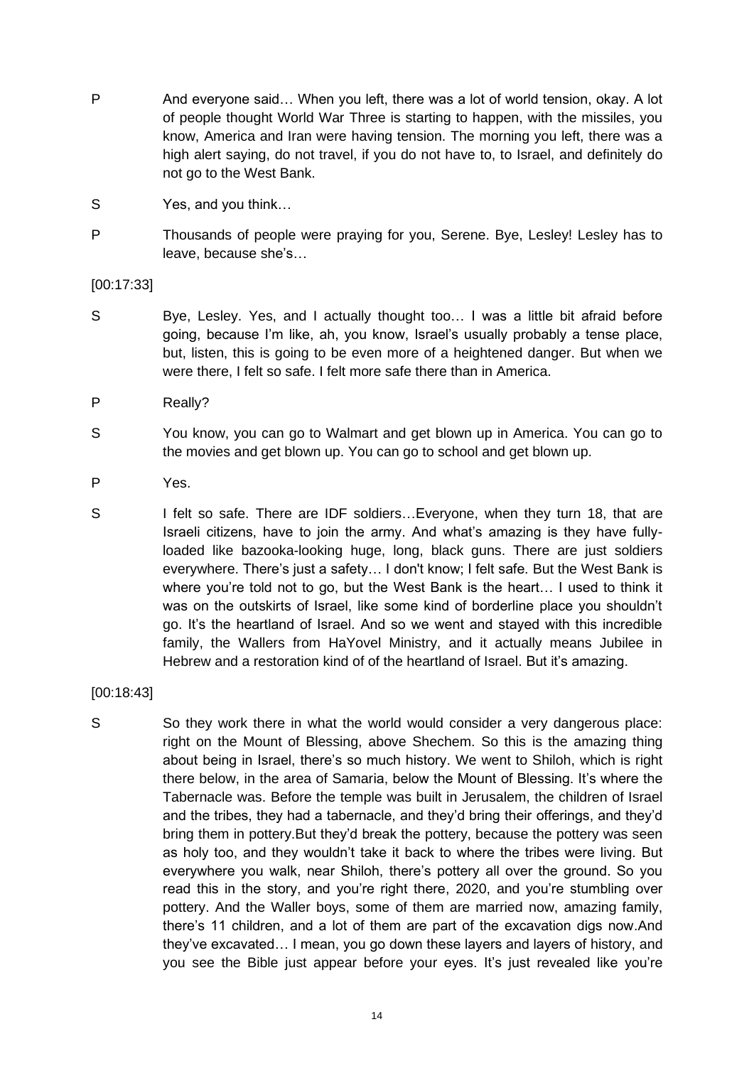P And everyone said… When you left, there was a lot of world tension, okay. A lot of people thought World War Three is starting to happen, with the missiles, you know, America and Iran were having tension. The morning you left, there was a high alert saying, do not travel, if you do not have to, to Israel, and definitely do not go to the West Bank.

S Yes, and you think…

P Thousands of people were praying for you, Serene. Bye, Lesley! Lesley has to leave, because she's…

[00:17:33]

S Bye, Lesley. Yes, and I actually thought too… I was a little bit afraid before going, because I'm like, ah, you know, Israel's usually probably a tense place, but, listen, this is going to be even more of a heightened danger. But when we were there, I felt so safe. I felt more safe there than in America.

P Really?

S You know, you can go to Walmart and get blown up in America. You can go to the movies and get blown up. You can go to school and get blown up.

P Yes.

S I felt so safe. There are IDF soldiers…Everyone, when they turn 18, that are Israeli citizens, have to join the army. And what's amazing is they have fully-loaded like bazooka-looking huge, long, black guns. There are just soldiers everywhere. There's just a safety… I don't know; I felt safe. But the West Bank is where you're told not to go, but the West Bank is the heart… I used to think it was on the outskirts of Israel, like some kind of borderline place you shouldn't go. It's the heartland of Israel. And so we went and stayed with this incredible family, the Wallers from HaYovel Ministry, and it actually means Jubilee in Hebrew and a restoration kind of of the heartland of Israel. But it's amazing.

[00:18:43]

S So they work there in what the world would consider a very dangerous place: right on the Mount of Blessing, above Shechem. So this is the amazing thing about being in Israel, there's so much history. We went to Shiloh, which is right there below, in the area of Samaria, below the Mount of Blessing. It's where the Tabernacle was. Before the temple was built in Jerusalem, the children of Israel and the tribes, they had a tabernacle, and they'd bring their offerings, and they'd bring them in pottery.But they'd break the pottery, because the pottery was seen as holy too, and they wouldn't take it back to where the tribes were living. But everywhere you walk, near Shiloh, there's pottery all over the ground. So you read this in the story, and you're right there, 2020, and you're stumbling over pottery. And the Waller boys, some of them are married now, amazing family, there's 11 children, and a lot of them are part of the excavation digs now.And they've excavated… I mean, you go down these layers and layers of history, and you see the Bible just appear before your eyes. It's just revealed like you're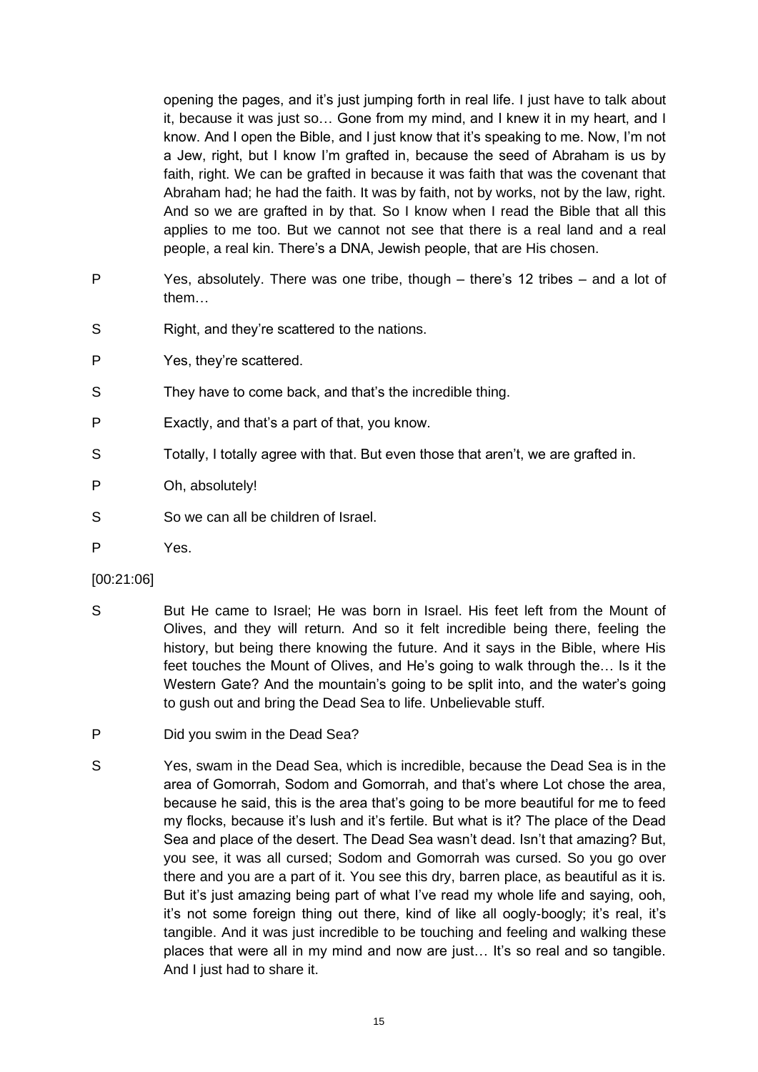opening the pages, and it's just jumping forth in real life. I just have to talk about it, because it was just so… Gone from my mind, and I knew it in my heart, and I know. And I open the Bible, and I just know that it's speaking to me. Now, I'm not a Jew, right, but I know I'm grafted in, because the seed of Abraham is us by faith, right. We can be grafted in because it was faith that was the covenant that Abraham had; he had the faith. It was by faith, not by works, not by the law, right. And so we are grafted in by that. So I know when I read the Bible that all this applies to me too. But we cannot not see that there is a real land and a real people, a real kin. There's a DNA, Jewish people, that are His chosen.

P Yes, absolutely. There was one tribe, though – there's 12 tribes – and a lot of them…

S Right, and they're scattered to the nations.

P Yes, they're scattered.

S They have to come back, and that's the incredible thing.

P Exactly, and that's a part of that, you know.

S Totally, I totally agree with that. But even those that aren't, we are grafted in.

P Oh, absolutely!

S So we can all be children of Israel.

P Yes.

[00:21:06]

S But He came to Israel; He was born in Israel. His feet left from the Mount of Olives, and they will return. And so it felt incredible being there, feeling the history, but being there knowing the future. And it says in the Bible, where His feet touches the Mount of Olives, and He's going to walk through the… Is it the Western Gate? And the mountain's going to be split into, and the water's going to gush out and bring the Dead Sea to life. Unbelievable stuff.

P Did you swim in the Dead Sea?

S Yes, swam in the Dead Sea, which is incredible, because the Dead Sea is in the area of Gomorrah, Sodom and Gomorrah, and that's where Lot chose the area, because he said, this is the area that's going to be more beautiful for me to feed my flocks, because it's lush and it's fertile. But what is it? The place of the Dead Sea and place of the desert. The Dead Sea wasn't dead. Isn't that amazing? But, you see, it was all cursed; Sodom and Gomorrah was cursed. So you go over there and you are a part of it. You see this dry, barren place, as beautiful as it is. But it's just amazing being part of what I've read my whole life and saying, ooh, it's not some foreign thing out there, kind of like all oogly-boogly; it's real, it's tangible. And it was just incredible to be touching and feeling and walking these places that were all in my mind and now are just… It's so real and so tangible. And I just had to share it.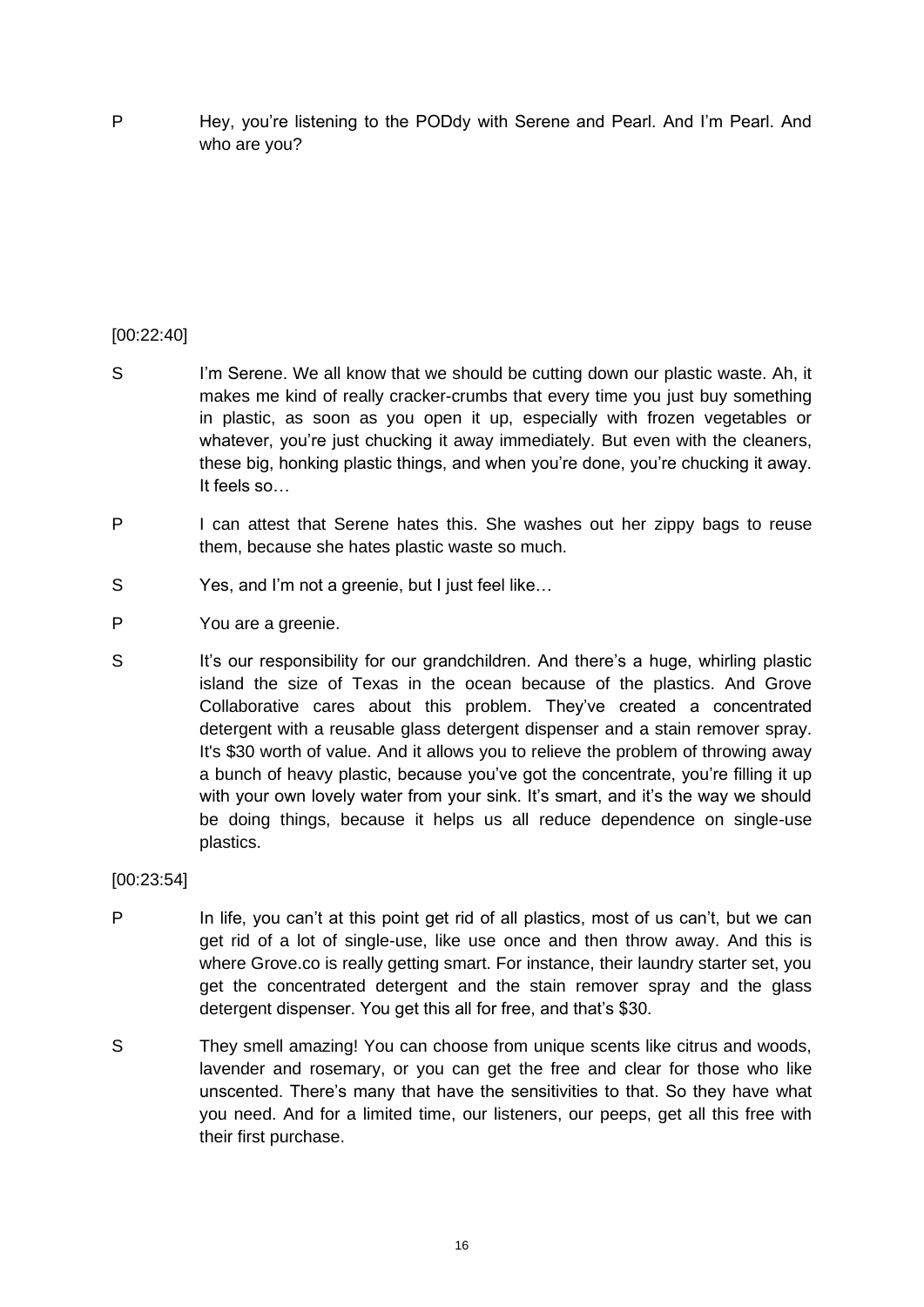P Hey, you're listening to the PODdy with Serene and Pearl. And I'm Pearl. And who are you?

[00:22:40]

S I'm Serene. We all know that we should be cutting down our plastic waste. Ah, it makes me kind of really cracker-crumbs that every time you just buy something in plastic, as soon as you open it up, especially with frozen vegetables or whatever, you're just chucking it away immediately. But even with the cleaners, these big, honking plastic things, and when you're done, you're chucking it away. It feels so…

P I can attest that Serene hates this. She washes out her zippy bags to reuse them, because she hates plastic waste so much.

S Yes, and I'm not a greenie, but I just feel like…

P You are a greenie.

S It's our responsibility for our grandchildren. And there's a huge, whirling plastic island the size of Texas in the ocean because of the plastics. And Grove Collaborative cares about this problem. They've created a concentrated detergent with a reusable glass detergent dispenser and a stain remover spray. It's $30 worth of value. And it allows you to relieve the problem of throwing away a bunch of heavy plastic, because you've got the concentrate, you're filling it up with your own lovely water from your sink. It's smart, and it's the way we should be doing things, because it helps us all reduce dependence on single-use plastics.

[00:23:54]

P In life, you can't at this point get rid of all plastics, most of us can't, but we can get rid of a lot of single-use, like use once and then throw away. And this is where Grove.co is really getting smart. For instance, their laundry starter set, you get the concentrated detergent and the stain remover spray and the glass detergent dispenser. You get this all for free, and that's $30.

S They smell amazing! You can choose from unique scents like citrus and woods, lavender and rosemary, or you can get the free and clear for those who like unscented. There's many that have the sensitivities to that. So they have what you need. And for a limited time, our listeners, our peeps, get all this free with their first purchase.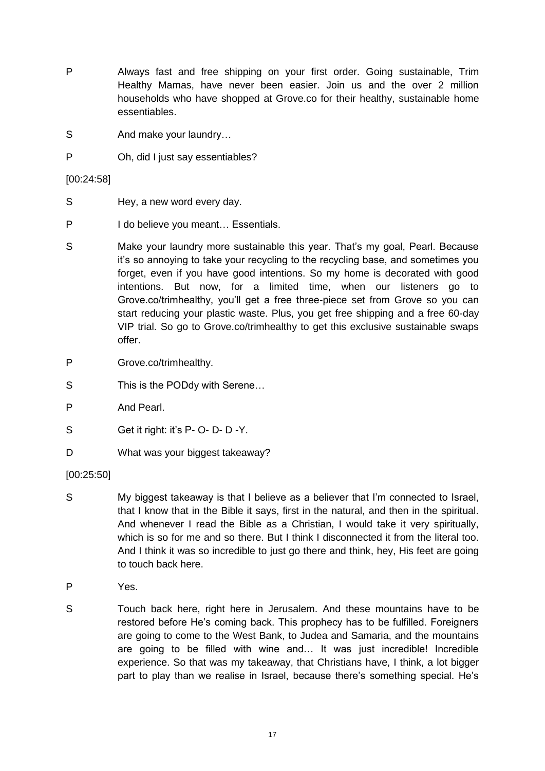P Always fast and free shipping on your first order. Going sustainable, Trim Healthy Mamas, have never been easier. Join us and the over 2 million households who have shopped at Grove.co for their healthy, sustainable home essentiables.

S And make your laundry…

P Oh, did I just say essentiables?

[00:24:58]

S Hey, a new word every day.

P I do believe you meant… Essentials.

S Make your laundry more sustainable this year. That's my goal, Pearl. Because it's so annoying to take your recycling to the recycling base, and sometimes you forget, even if you have good intentions. So my home is decorated with good intentions. But now, for a limited time, when our listeners go to Grove.co/trimhealthy, you'll get a free three-piece set from Grove so you can start reducing your plastic waste. Plus, you get free shipping and a free 60-day VIP trial. So go to Grove.co/trimhealthy to get this exclusive sustainable swaps offer.

P Grove.co/trimhealthy.

S This is the PODdy with Serene…

P And Pearl.

S Get it right: it's P- O- D- D -Y.

D What was your biggest takeaway?

[00:25:50]

S My biggest takeaway is that I believe as a believer that I'm connected to Israel, that I know that in the Bible it says, first in the natural, and then in the spiritual. And whenever I read the Bible as a Christian, I would take it very spiritually, which is so for me and so there. But I think I disconnected it from the literal too. And I think it was so incredible to just go there and think, hey, His feet are going to touch back here.

P Yes.

S Touch back here, right here in Jerusalem. And these mountains have to be restored before He's coming back. This prophecy has to be fulfilled. Foreigners are going to come to the West Bank, to Judea and Samaria, and the mountains are going to be filled with wine and… It was just incredible! Incredible experience. So that was my takeaway, that Christians have, I think, a lot bigger part to play than we realise in Israel, because there's something special. He's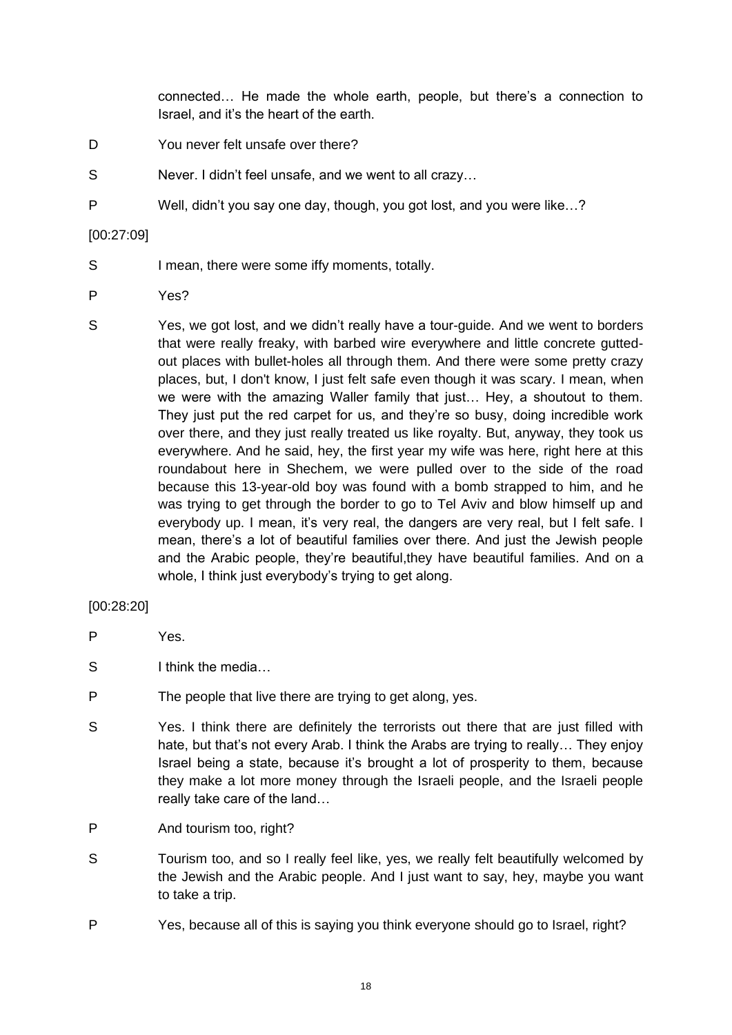connected… He made the whole earth, people, but there's a connection to Israel, and it's the heart of the earth.

D You never felt unsafe over there?

S Never. I didn't feel unsafe, and we went to all crazy…

P Well, didn't you say one day, though, you got lost, and you were like…?

[00:27:09]

S I mean, there were some iffy moments, totally.

P Yes?

S Yes, we got lost, and we didn't really have a tour-guide. And we went to borders that were really freaky, with barbed wire everywhere and little concrete gutted-out places with bullet-holes all through them. And there were some pretty crazy places, but, I don't know, I just felt safe even though it was scary. I mean, when we were with the amazing Waller family that just… Hey, a shoutout to them. They just put the red carpet for us, and they're so busy, doing incredible work over there, and they just really treated us like royalty. But, anyway, they took us everywhere. And he said, hey, the first year my wife was here, right here at this roundabout here in Shechem, we were pulled over to the side of the road because this 13-year-old boy was found with a bomb strapped to him, and he was trying to get through the border to go to Tel Aviv and blow himself up and everybody up. I mean, it's very real, the dangers are very real, but I felt safe. I mean, there's a lot of beautiful families over there. And just the Jewish people and the Arabic people, they're beautiful,they have beautiful families. And on a whole, I think just everybody's trying to get along.

[00:28:20]

P Yes.

S I think the media…

P The people that live there are trying to get along, yes.

S Yes. I think there are definitely the terrorists out there that are just filled with hate, but that's not every Arab. I think the Arabs are trying to really… They enjoy Israel being a state, because it's brought a lot of prosperity to them, because they make a lot more money through the Israeli people, and the Israeli people really take care of the land…

P And tourism too, right?

S Tourism too, and so I really feel like, yes, we really felt beautifully welcomed by the Jewish and the Arabic people. And I just want to say, hey, maybe you want to take a trip.

P Yes, because all of this is saying you think everyone should go to Israel, right?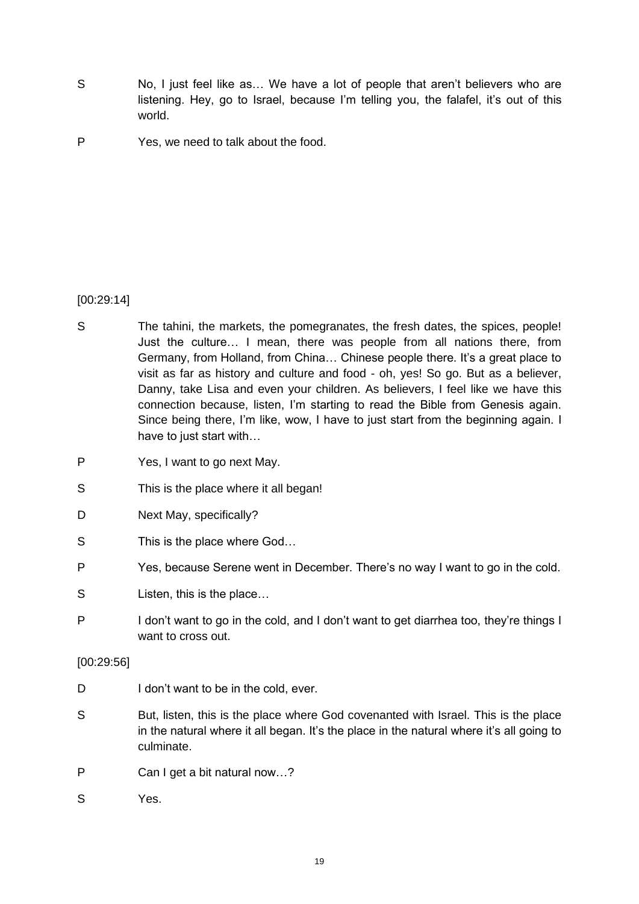S No, I just feel like as… We have a lot of people that aren't believers who are listening. Hey, go to Israel, because I'm telling you, the falafel, it's out of this world.

P Yes, we need to talk about the food.

[00:29:14]

S The tahini, the markets, the pomegranates, the fresh dates, the spices, people! Just the culture… I mean, there was people from all nations there, from Germany, from Holland, from China… Chinese people there. It's a great place to visit as far as history and culture and food - oh, yes! So go. But as a believer, Danny, take Lisa and even your children. As believers, I feel like we have this connection because, listen, I'm starting to read the Bible from Genesis again. Since being there, I'm like, wow, I have to just start from the beginning again. I have to just start with…

P Yes, I want to go next May.

S This is the place where it all began!

D Next May, specifically?

S This is the place where God…

P Yes, because Serene went in December. There's no way I want to go in the cold.

S Listen, this is the place…

P I don't want to go in the cold, and I don't want to get diarrhea too, they're things I want to cross out.

[00:29:56]

D I don't want to be in the cold, ever.

S But, listen, this is the place where God covenanted with Israel. This is the place in the natural where it all began. It's the place in the natural where it's all going to culminate.

P Can I get a bit natural now…?

S Yes.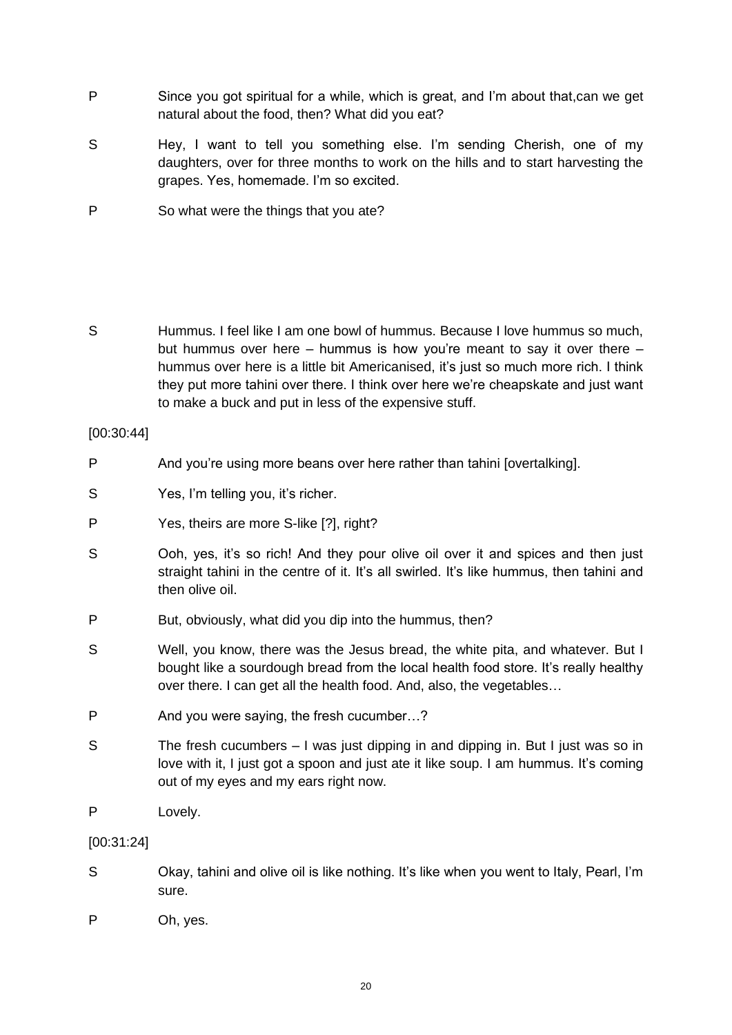P Since you got spiritual for a while, which is great, and I'm about that,can we get natural about the food, then? What did you eat?

S Hey, I want to tell you something else. I'm sending Cherish, one of my daughters, over for three months to work on the hills and to start harvesting the grapes. Yes, homemade. I'm so excited.

P So what were the things that you ate?

S Hummus. I feel like I am one bowl of hummus. Because I love hummus so much, but hummus over here – hummus is how you're meant to say it over there – hummus over here is a little bit Americanised, it's just so much more rich. I think they put more tahini over there. I think over here we're cheapskate and just want to make a buck and put in less of the expensive stuff.

[00:30:44]

P And you're using more beans over here rather than tahini [overtalking].

S Yes, I'm telling you, it's richer.

P Yes, theirs are more S-like [?], right?

S Ooh, yes, it's so rich! And they pour olive oil over it and spices and then just straight tahini in the centre of it. It's all swirled. It's like hummus, then tahini and then olive oil.

P But, obviously, what did you dip into the hummus, then?

S Well, you know, there was the Jesus bread, the white pita, and whatever. But I bought like a sourdough bread from the local health food store. It's really healthy over there. I can get all the health food. And, also, the vegetables…

P And you were saying, the fresh cucumber…?

S The fresh cucumbers – I was just dipping in and dipping in. But I just was so in love with it, I just got a spoon and just ate it like soup. I am hummus. It's coming out of my eyes and my ears right now.

P Lovely.

[00:31:24]

S Okay, tahini and olive oil is like nothing. It's like when you went to Italy, Pearl, I'm sure.

P Oh, yes.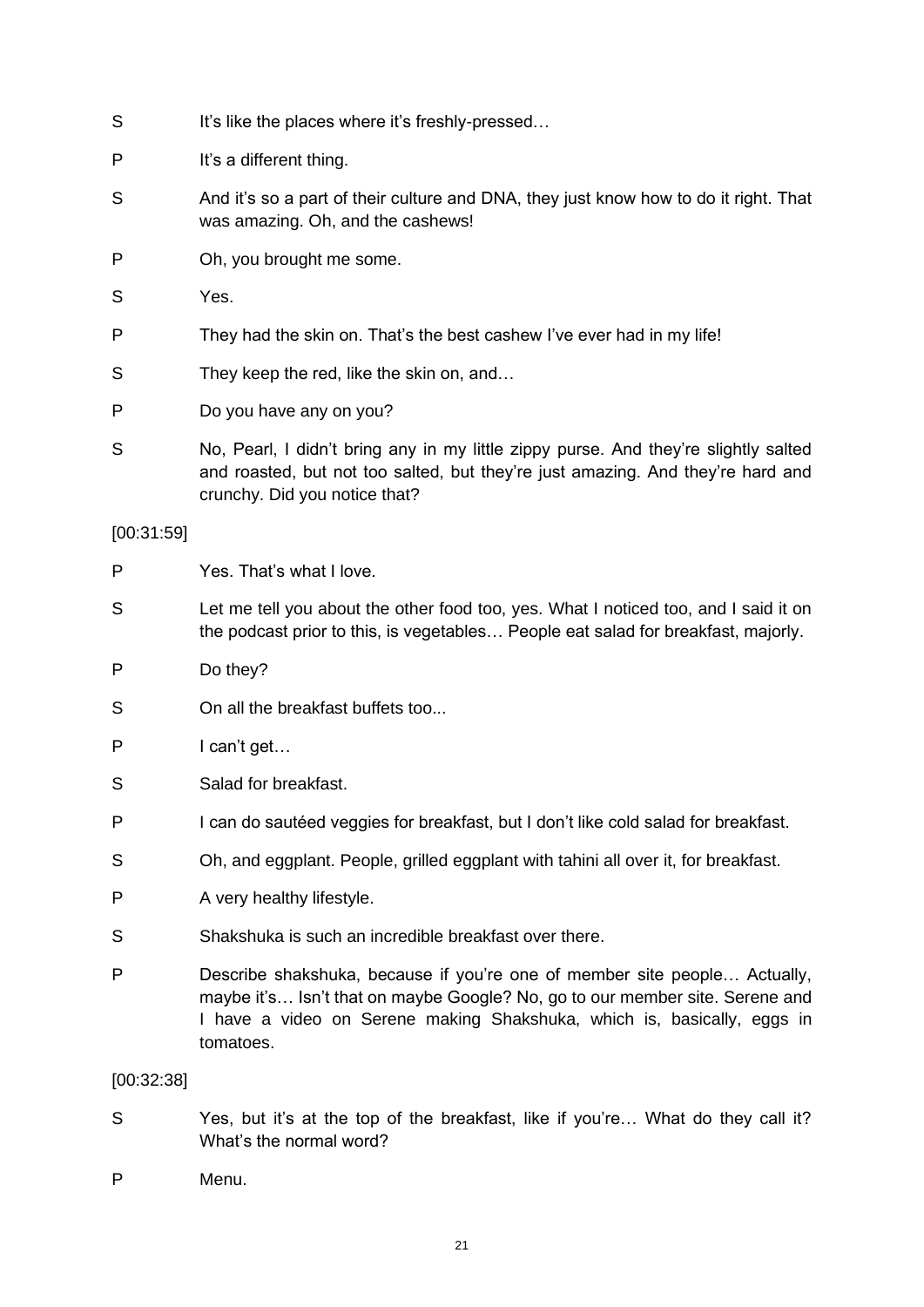S It's like the places where it's freshly-pressed…

P It's a different thing.

S And it's so a part of their culture and DNA, they just know how to do it right. That was amazing. Oh, and the cashews!

P Oh, you brought me some.

S Yes.

P They had the skin on. That's the best cashew I've ever had in my life!

S They keep the red, like the skin on, and…

P Do you have any on you?

S No, Pearl, I didn't bring any in my little zippy purse. And they're slightly salted and roasted, but not too salted, but they're just amazing. And they're hard and crunchy. Did you notice that?

[00:31:59]

P Yes. That's what I love.

S Let me tell you about the other food too, yes. What I noticed too, and I said it on the podcast prior to this, is vegetables… People eat salad for breakfast, majorly.

P Do they?

S On all the breakfast buffets too...

P I can't get…

S Salad for breakfast.

P I can do sautéed veggies for breakfast, but I don't like cold salad for breakfast.

S Oh, and eggplant. People, grilled eggplant with tahini all over it, for breakfast.

P A very healthy lifestyle.

S Shakshuka is such an incredible breakfast over there.

P Describe shakshuka, because if you're one of member site people… Actually, maybe it's… Isn't that on maybe Google? No, go to our member site. Serene and I have a video on Serene making Shakshuka, which is, basically, eggs in tomatoes.

[00:32:38]

S Yes, but it's at the top of the breakfast, like if you're… What do they call it? What's the normal word?

P Menu.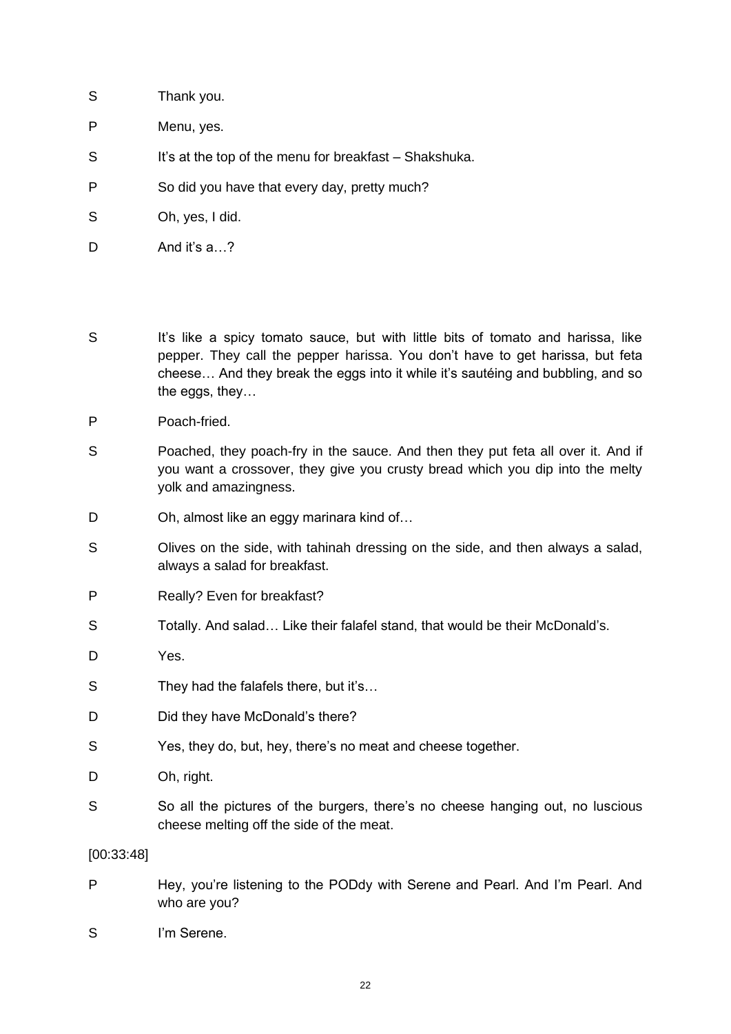S Thank you.

P Menu, yes.

S It's at the top of the menu for breakfast – Shakshuka.

P So did you have that every day, pretty much?

S Oh, yes, I did.

D And it's a…?

S It's like a spicy tomato sauce, but with little bits of tomato and harissa, like pepper. They call the pepper harissa. You don't have to get harissa, but feta cheese… And they break the eggs into it while it's sautéing and bubbling, and so the eggs, they…

P Poach-fried.

S Poached, they poach-fry in the sauce. And then they put feta all over it. And if you want a crossover, they give you crusty bread which you dip into the melty yolk and amazingness.

D Oh, almost like an eggy marinara kind of…

S Olives on the side, with tahinah dressing on the side, and then always a salad, always a salad for breakfast.

P Really? Even for breakfast?

S Totally. And salad… Like their falafel stand, that would be their McDonald's.

D Yes.

S They had the falafels there, but it's…

D Did they have McDonald's there?

S Yes, they do, but, hey, there's no meat and cheese together.

D Oh, right.

S So all the pictures of the burgers, there's no cheese hanging out, no luscious cheese melting off the side of the meat.

[00:33:48]

P Hey, you're listening to the PODdy with Serene and Pearl. And I'm Pearl. And who are you?

S I'm Serene.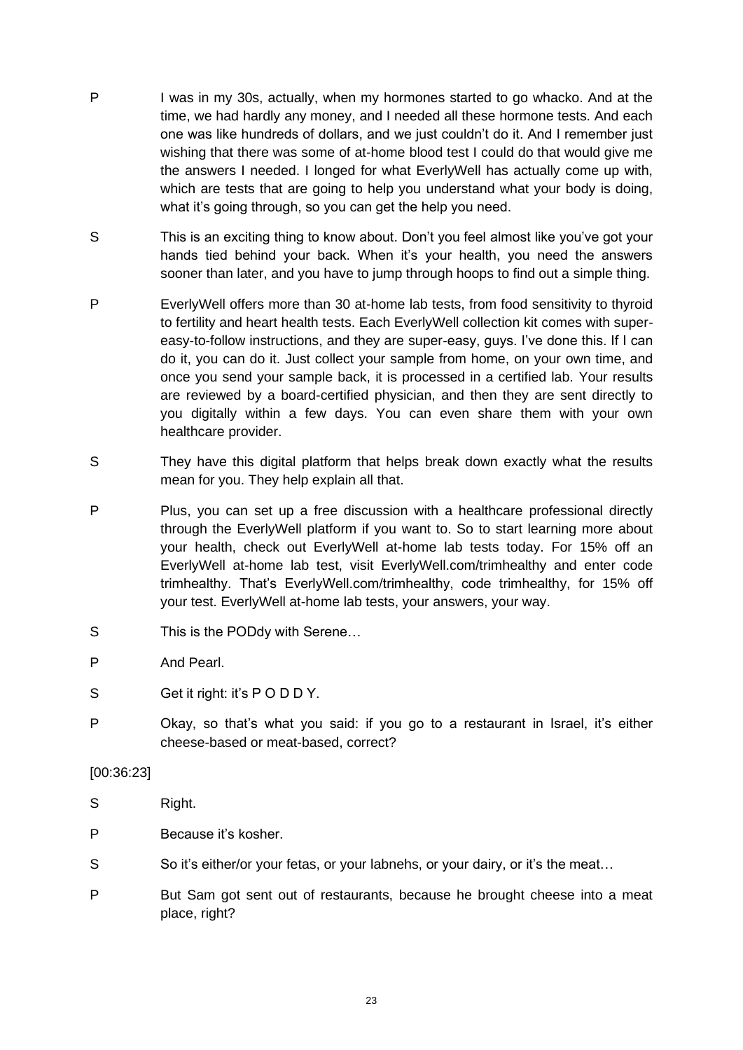P I was in my 30s, actually, when my hormones started to go whacko. And at the time, we had hardly any money, and I needed all these hormone tests. And each one was like hundreds of dollars, and we just couldn't do it. And I remember just wishing that there was some of at-home blood test I could do that would give me the answers I needed. I longed for what EverlyWell has actually come up with, which are tests that are going to help you understand what your body is doing, what it's going through, so you can get the help you need.

S This is an exciting thing to know about. Don't you feel almost like you've got your hands tied behind your back. When it's your health, you need the answers sooner than later, and you have to jump through hoops to find out a simple thing.

P EverlyWell offers more than 30 at-home lab tests, from food sensitivity to thyroid to fertility and heart health tests. Each EverlyWell collection kit comes with super-easy-to-follow instructions, and they are super-easy, guys. I've done this. If I can do it, you can do it. Just collect your sample from home, on your own time, and once you send your sample back, it is processed in a certified lab. Your results are reviewed by a board-certified physician, and then they are sent directly to you digitally within a few days. You can even share them with your own healthcare provider.

S They have this digital platform that helps break down exactly what the results mean for you. They help explain all that.

P Plus, you can set up a free discussion with a healthcare professional directly through the EverlyWell platform if you want to. So to start learning more about your health, check out EverlyWell at-home lab tests today. For 15% off an EverlyWell at-home lab test, visit EverlyWell.com/trimhealthy and enter code trimhealthy. That's EverlyWell.com/trimhealthy, code trimhealthy, for 15% off your test. EverlyWell at-home lab tests, your answers, your way.

S This is the PODdy with Serene…

P And Pearl.

S Get it right: it's P O D D Y.

P Okay, so that's what you said: if you go to a restaurant in Israel, it's either cheese-based or meat-based, correct?

[00:36:23]

S Right.

P Because it's kosher.

S So it's either/or your fetas, or your labnehs, or your dairy, or it's the meat…

P But Sam got sent out of restaurants, because he brought cheese into a meat place, right?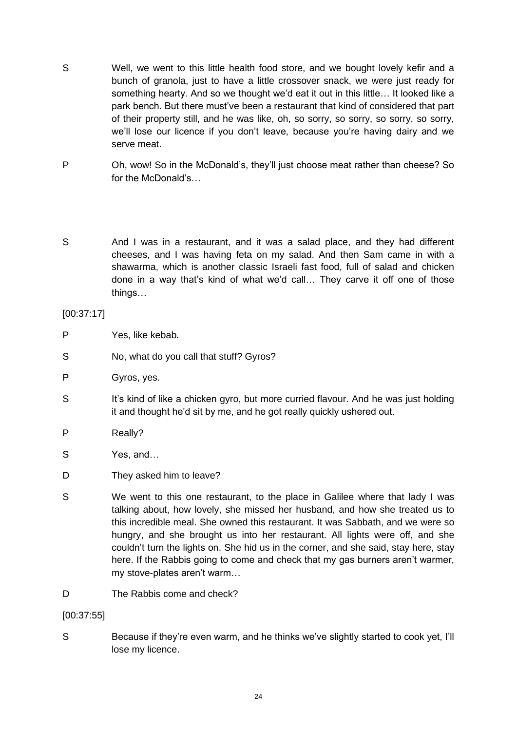S Well, we went to this little health food store, and we bought lovely kefir and a bunch of granola, just to have a little crossover snack, we were just ready for something hearty. And so we thought we'd eat it out in this little… It looked like a park bench. But there must've been a restaurant that kind of considered that part of their property still, and he was like, oh, so sorry, so sorry, so sorry, so sorry, we'll lose our licence if you don't leave, because you're having dairy and we serve meat.

P Oh, wow! So in the McDonald's, they'll just choose meat rather than cheese? So for the McDonald's…

S And I was in a restaurant, and it was a salad place, and they had different cheeses, and I was having feta on my salad. And then Sam came in with a shawarma, which is another classic Israeli fast food, full of salad and chicken done in a way that's kind of what we'd call… They carve it off one of those things…

[00:37:17]

P Yes, like kebab.

S No, what do you call that stuff? Gyros?

P Gyros, yes.

S It's kind of like a chicken gyro, but more curried flavour. And he was just holding it and thought he'd sit by me, and he got really quickly ushered out.

P Really?

S Yes, and…

D They asked him to leave?

S We went to this one restaurant, to the place in Galilee where that lady I was talking about, how lovely, she missed her husband, and how she treated us to this incredible meal. She owned this restaurant. It was Sabbath, and we were so hungry, and she brought us into her restaurant. All lights were off, and she couldn't turn the lights on. She hid us in the corner, and she said, stay here, stay here. If the Rabbis going to come and check that my gas burners aren't warmer, my stove-plates aren't warm…

D The Rabbis come and check?

[00:37:55]

S Because if they're even warm, and he thinks we've slightly started to cook yet, I'll lose my licence.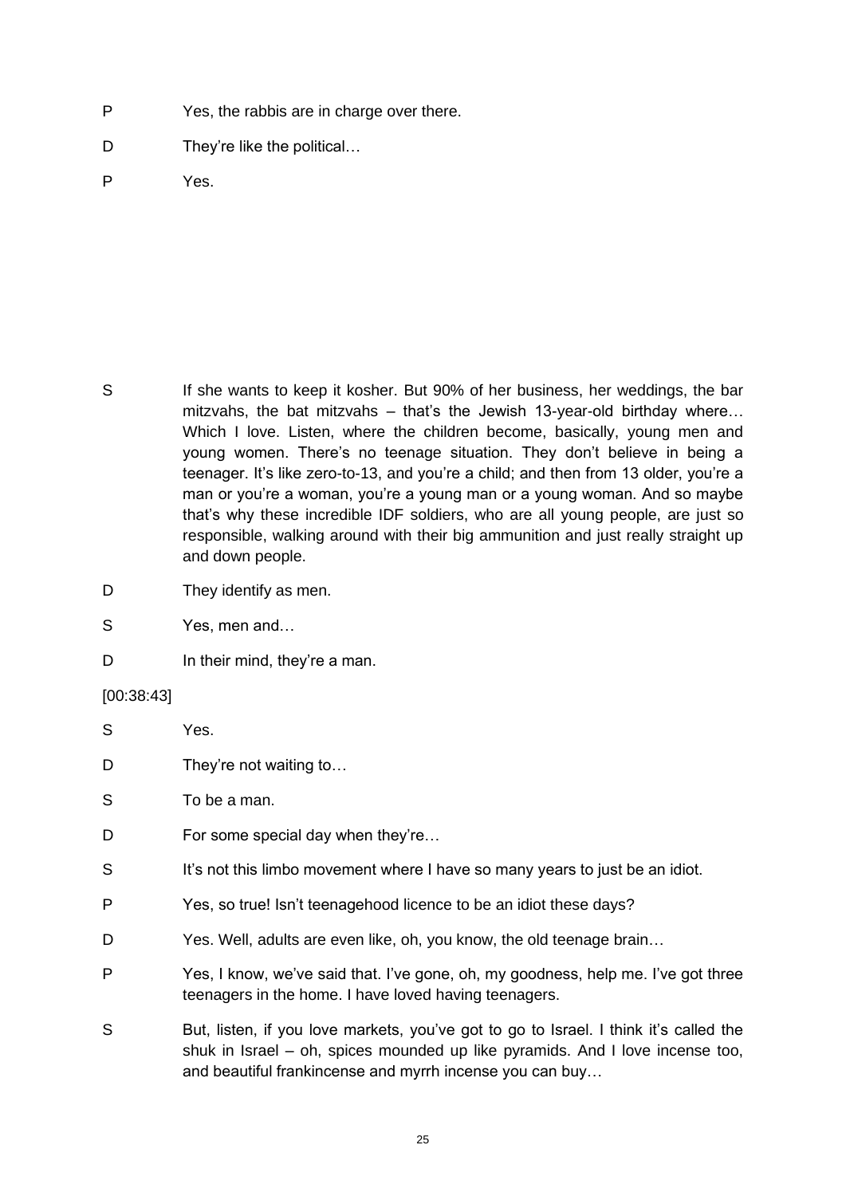P Yes, the rabbis are in charge over there.

D They're like the political…

P Yes.

S If she wants to keep it kosher. But 90% of her business, her weddings, the bar mitzvahs, the bat mitzvahs – that's the Jewish 13-year-old birthday where… Which I love. Listen, where the children become, basically, young men and young women. There's no teenage situation. They don't believe in being a teenager. It's like zero-to-13, and you're a child; and then from 13 older, you're a man or you're a woman, you're a young man or a young woman. And so maybe that's why these incredible IDF soldiers, who are all young people, are just so responsible, walking around with their big ammunition and just really straight up and down people.

D They identify as men.

S Yes, men and…

D In their mind, they're a man.

[00:38:43]

S Yes.

D They're not waiting to…

S To be a man.

D For some special day when they're…

S It's not this limbo movement where I have so many years to just be an idiot.

P Yes, so true! Isn't teenagehood licence to be an idiot these days?

D Yes. Well, adults are even like, oh, you know, the old teenage brain…

P Yes, I know, we've said that. I've gone, oh, my goodness, help me. I've got three teenagers in the home. I have loved having teenagers.

S But, listen, if you love markets, you've got to go to Israel. I think it's called the shuk in Israel – oh, spices mounded up like pyramids. And I love incense too, and beautiful frankincense and myrrh incense you can buy…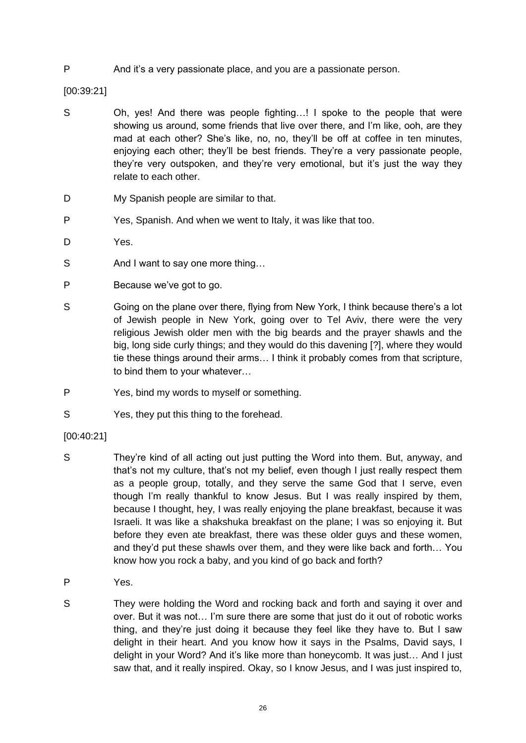P	And it's a very passionate place, and you are a passionate person.

[00:39:21]

S	Oh, yes! And there was people fighting…! I spoke to the people that were showing us around, some friends that live over there, and I'm like, ooh, are they mad at each other? She's like, no, no, they'll be off at coffee in ten minutes, enjoying each other; they'll be best friends. They're a very passionate people, they're very outspoken, and they're very emotional, but it's just the way they relate to each other.

D	My Spanish people are similar to that.

P	Yes, Spanish. And when we went to Italy, it was like that too.

D	Yes.

S	And I want to say one more thing…

P	Because we've got to go.

S	Going on the plane over there, flying from New York, I think because there's a lot of Jewish people in New York, going over to Tel Aviv, there were the very religious Jewish older men with the big beards and the prayer shawls and the big, long side curly things; and they would do this davening [?], where they would tie these things around their arms… I think it probably comes from that scripture, to bind them to your whatever…

P	Yes, bind my words to myself or something.

S	Yes, they put this thing to the forehead.

[00:40:21]

S	They're kind of all acting out just putting the Word into them. But, anyway, and that's not my culture, that's not my belief, even though I just really respect them as a people group, totally, and they serve the same God that I serve, even though I'm really thankful to know Jesus. But I was really inspired by them, because I thought, hey, I was really enjoying the plane breakfast, because it was Israeli. It was like a shakshuka breakfast on the plane; I was so enjoying it. But before they even ate breakfast, there was these older guys and these women, and they'd put these shawls over them, and they were like back and forth… You know how you rock a baby, and you kind of go back and forth?

P	Yes.

S	They were holding the Word and rocking back and forth and saying it over and over. But it was not… I'm sure there are some that just do it out of robotic works thing, and they're just doing it because they feel like they have to. But I saw delight in their heart. And you know how it says in the Psalms, David says, I delight in your Word? And it's like more than honeycomb. It was just… And I just saw that, and it really inspired. Okay, so I know Jesus, and I was just inspired to,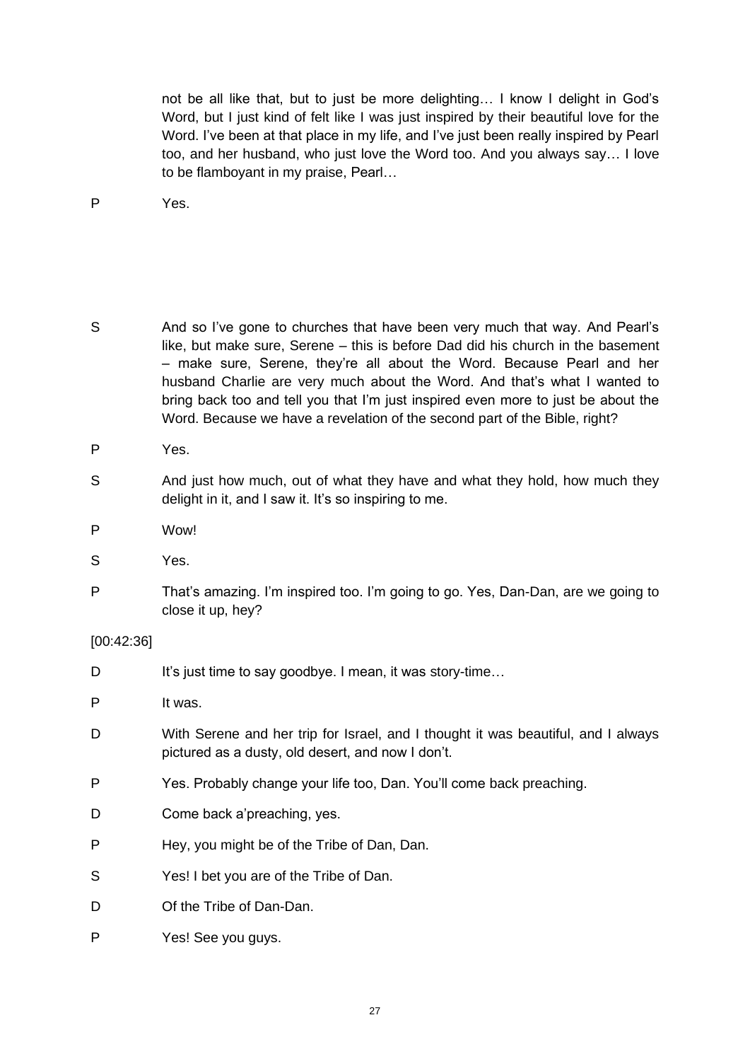not be all like that, but to just be more delighting… I know I delight in God's Word, but I just kind of felt like I was just inspired by their beautiful love for the Word. I've been at that place in my life, and I've just been really inspired by Pearl too, and her husband, who just love the Word too. And you always say… I love to be flamboyant in my praise, Pearl…

P Yes.

S And so I've gone to churches that have been very much that way. And Pearl's like, but make sure, Serene – this is before Dad did his church in the basement – make sure, Serene, they're all about the Word. Because Pearl and her husband Charlie are very much about the Word. And that's what I wanted to bring back too and tell you that I'm just inspired even more to just be about the Word. Because we have a revelation of the second part of the Bible, right?

P Yes.

S And just how much, out of what they have and what they hold, how much they delight in it, and I saw it. It's so inspiring to me.

P Wow!

S Yes.

P That's amazing. I'm inspired too. I'm going to go. Yes, Dan-Dan, are we going to close it up, hey?

[00:42:36]

D It's just time to say goodbye. I mean, it was story-time…

P It was.

D With Serene and her trip for Israel, and I thought it was beautiful, and I always pictured as a dusty, old desert, and now I don't.

P Yes. Probably change your life too, Dan. You'll come back preaching.

D Come back a'preaching, yes.

P Hey, you might be of the Tribe of Dan, Dan.

S Yes! I bet you are of the Tribe of Dan.

D Of the Tribe of Dan-Dan.

P Yes! See you guys.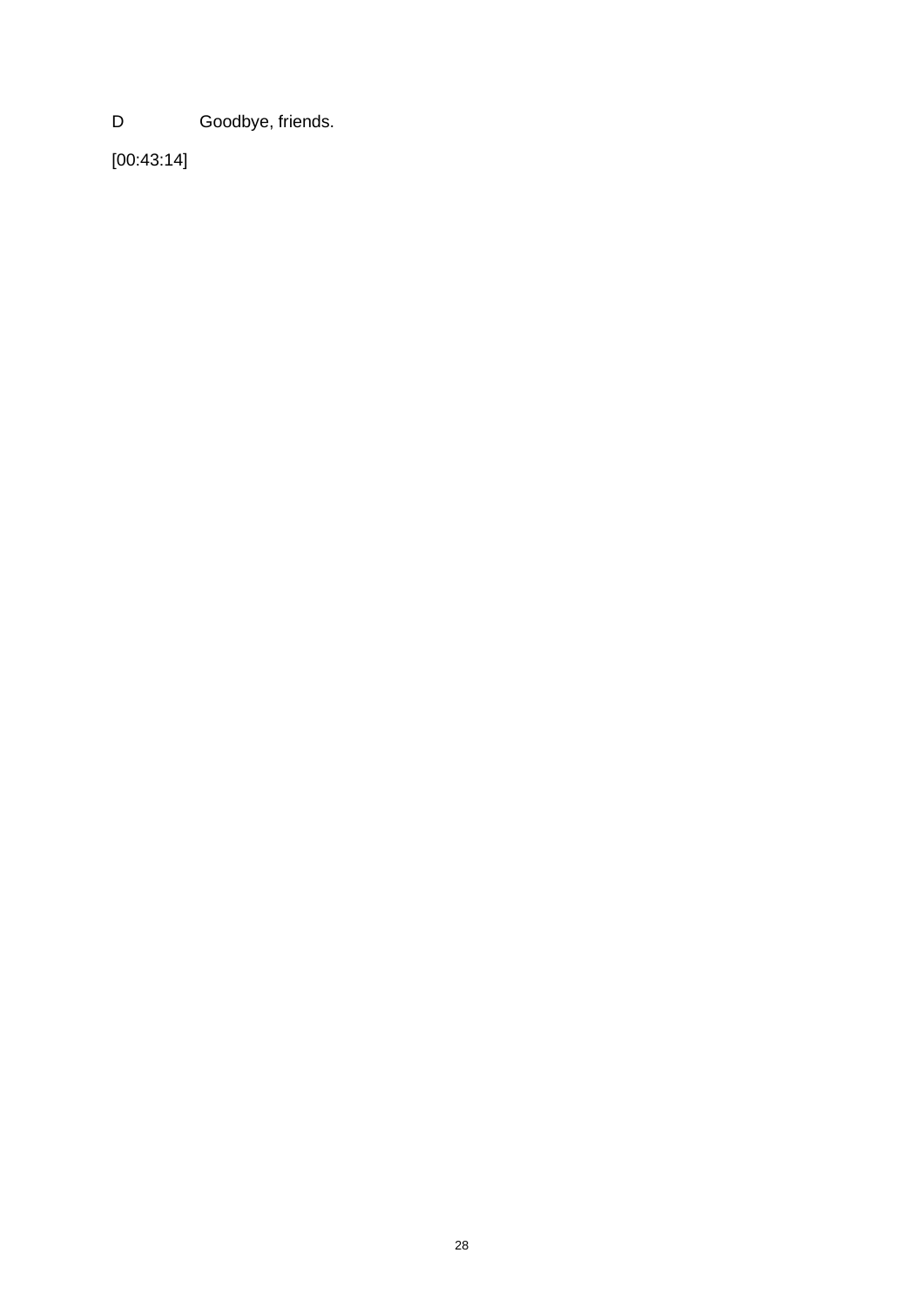D Goodbye, friends.

[00:43:14]